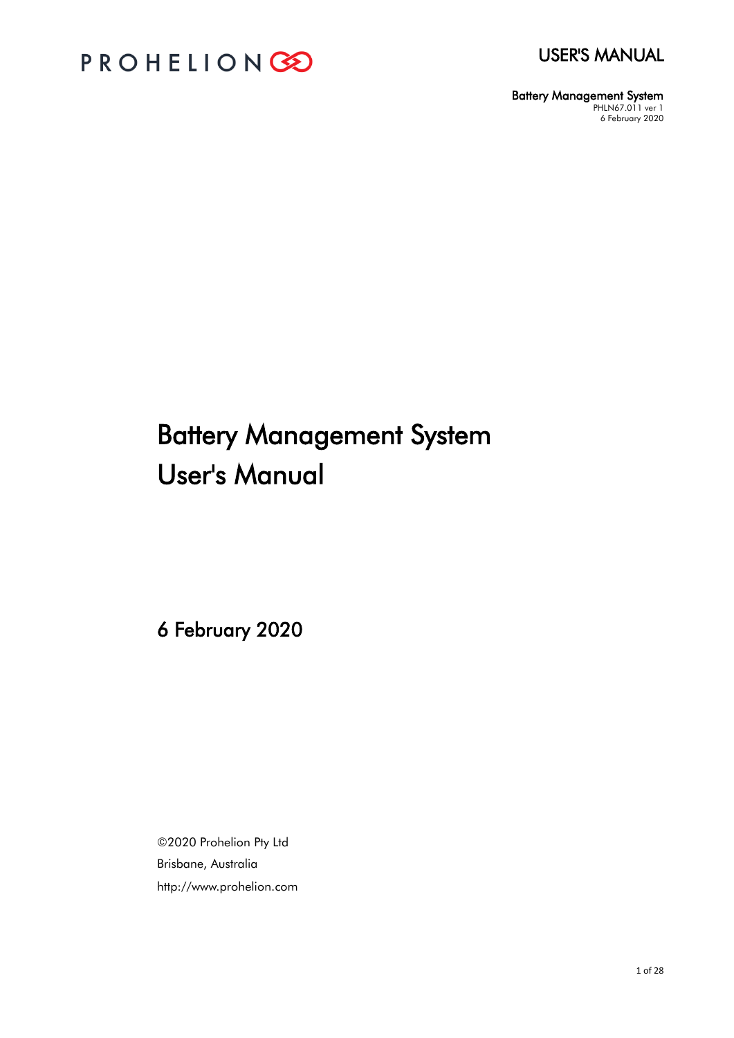# Battery Management System User's Manual

6 February 2020

©2020 Prohelion Pty Ltd

Brisbane, Australia

http://www.prohelion.com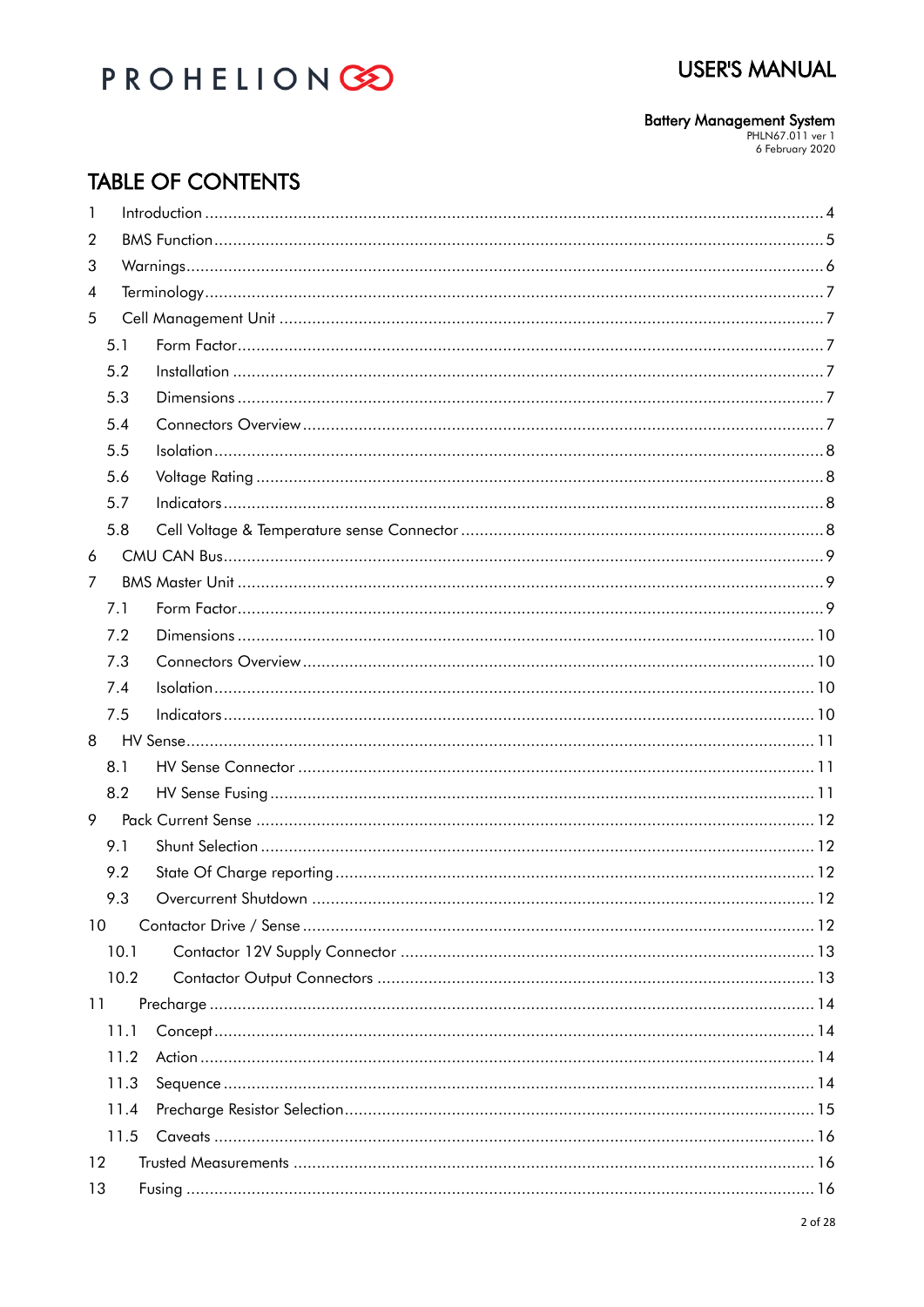# TABLE OF CONTENTS

- 1 Introduction .... 4
- 2 BMS Function .... 5
- 3 Warnings .... 6
- 4 Terminology .... 7
- 5 Cell Management Unit .... 7
  - 5.1 Form Factor .... 7
  - 5.2 Installation .... 7
  - 5.3 Dimensions .... 7
  - 5.4 Connectors Overview .... 7
  - 5.5 Isolation .... 8
  - 5.6 Voltage Rating .... 8
  - 5.7 Indicators .... 8
  - 5.8 Cell Voltage & Temperature sense Connector .... 8
- 6 CMU CAN Bus .... 9
- 7 BMS Master Unit .... 9
  - 7.1 Form Factor .... 9
  - 7.2 Dimensions .... 10
  - 7.3 Connectors Overview .... 10
  - 7.4 Isolation .... 10
  - 7.5 Indicators .... 10
- 8 HV Sense .... 11
  - 8.1 HV Sense Connector .... 11
  - 8.2 HV Sense Fusing .... 11
- 9 Pack Current Sense .... 12
  - 9.1 Shunt Selection .... 12
  - 9.2 State Of Charge reporting .... 12
  - 9.3 Overcurrent Shutdown .... 12
- 10 Contactor Drive / Sense .... 12
  - 10.1 Contactor 12V Supply Connector .... 13
  - 10.2 Contactor Output Connectors .... 13
- 11 Precharge .... 14
  - 11.1 Concept .... 14
  - 11.2 Action .... 14
  - 11.3 Sequence .... 14
  - 11.4 Precharge Resistor Selection .... 15
  - 11.5 Caveats .... 16
- 12 Trusted Measurements .... 16
- 13 Fusing .... 16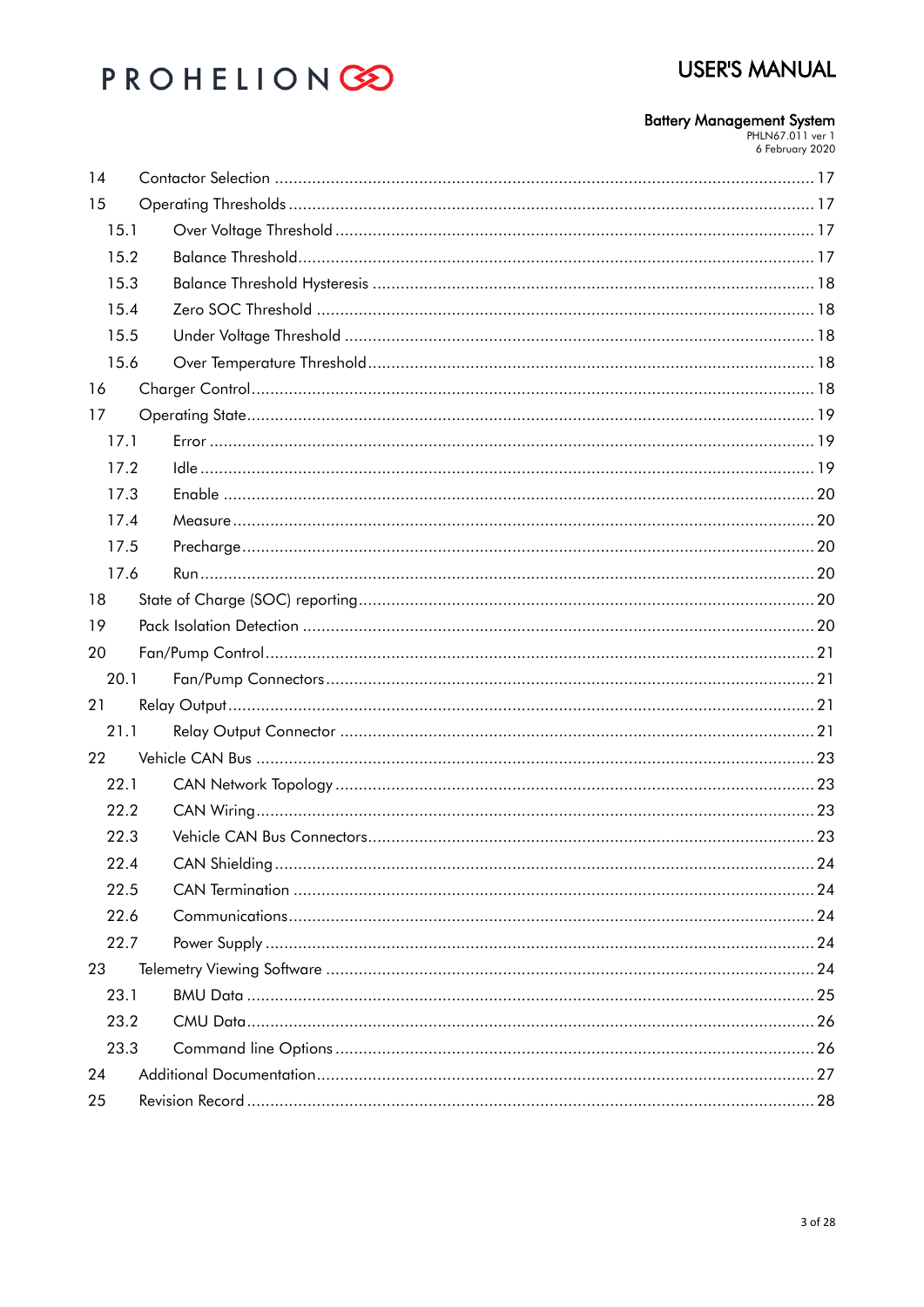14 Contactor Selection .................................................................................................... 17

15 Operating Thresholds .................................................................................................. 17

- 15.1 Over Voltage Threshold ...................................................................................... 17
- 15.2 Balance Threshold .............................................................................................. 17
- 15.3 Balance Threshold Hysteresis ............................................................................. 18
- 15.4 Zero SOC Threshold ........................................................................................... 18
- 15.5 Under Voltage Threshold .................................................................................... 18
- 15.6 Over Temperature Threshold ............................................................................... 18

16 Charger Control ........................................................................................................ 18

17 Operating State .......................................................................................................... 19

- 17.1 Error ................................................................................................................. 19
- 17.2 Idle ................................................................................................................... 19
- 17.3 Enable .............................................................................................................. 20
- 17.4 Measure ............................................................................................................ 20
- 17.5 Precharge .......................................................................................................... 20
- 17.6 Run ................................................................................................................... 20

18 State of Charge (SOC) reporting ................................................................................. 20

19 Pack Isolation Detection ............................................................................................. 20

20 Fan/Pump Control ...................................................................................................... 21

- 20.1 Fan/Pump Connectors ......................................................................................... 21

21 Relay Output .............................................................................................................. 21

- 21.1 Relay Output Connector ..................................................................................... 21

22 Vehicle CAN Bus ........................................................................................................ 23

- 22.1 CAN Network Topology ...................................................................................... 23
- 22.2 CAN Wiring ....................................................................................................... 23
- 22.3 Vehicle CAN Bus Connectors ............................................................................... 23
- 22.4 CAN Shielding ................................................................................................... 24
- 22.5 CAN Termination ............................................................................................... 24
- 22.6 Communications ................................................................................................ 24
- 22.7 Power Supply ..................................................................................................... 24

23 Telemetry Viewing Software ........................................................................................ 24

- 23.1 BMU Data .......................................................................................................... 25
- 23.2 CMU Data .......................................................................................................... 26
- 23.3 Command line Options ....................................................................................... 26

24 Additional Documentation ........................................................................................... 27

25 Revision Record ......................................................................................................... 28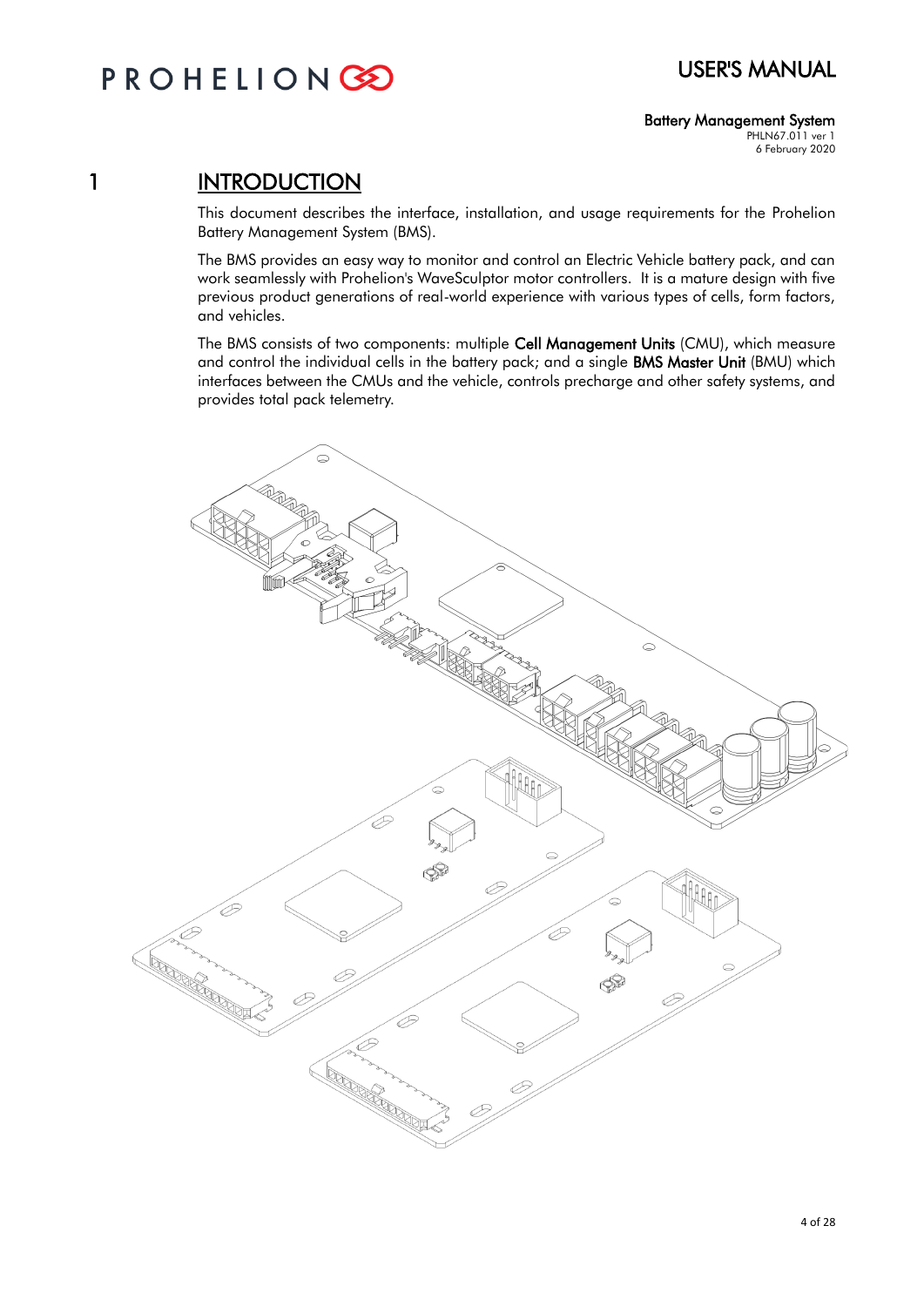# 1 INTRODUCTION

This document describes the interface, installation, and usage requirements for the Prohelion Battery Management System (BMS).

The BMS provides an easy way to monitor and control an Electric Vehicle battery pack, and can work seamlessly with Prohelion's WaveSculptor motor controllers. It is a mature design with five previous product generations of real-world experience with various types of cells, form factors, and vehicles.

The BMS consists of two components: multiple **Cell Management Units** (CMU), which measure and control the individual cells in the battery pack; and a single **BMS Master Unit** (BMU) which interfaces between the CMUs and the vehicle, controls precharge and other safety systems, and provides total pack telemetry.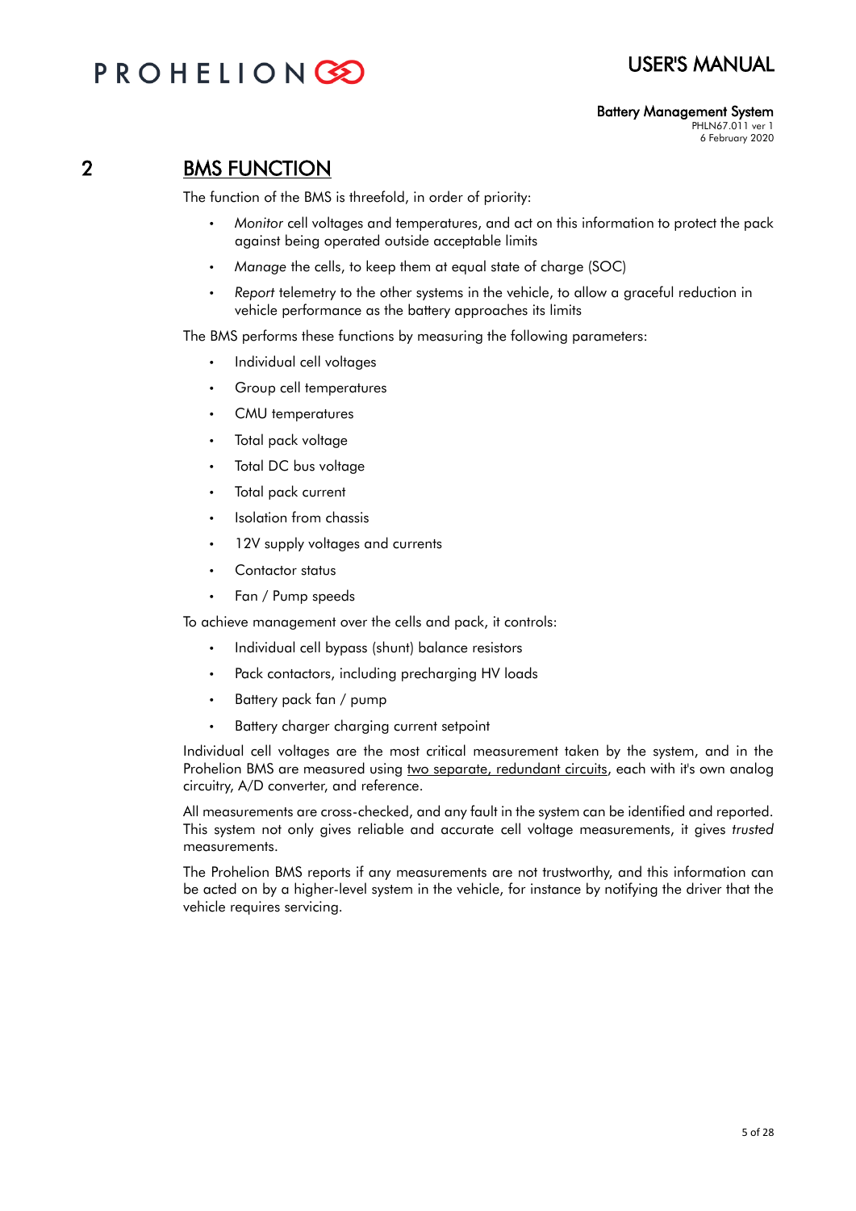# 2 BMS FUNCTION

The function of the BMS is threefold, in order of priority:

- *Monitor* cell voltages and temperatures, and act on this information to protect the pack against being operated outside acceptable limits
- *Manage* the cells, to keep them at equal state of charge (SOC)
- *Report* telemetry to the other systems in the vehicle, to allow a graceful reduction in vehicle performance as the battery approaches its limits

The BMS performs these functions by measuring the following parameters:

- Individual cell voltages
- Group cell temperatures
- CMU temperatures
- Total pack voltage
- Total DC bus voltage
- Total pack current
- Isolation from chassis
- 12V supply voltages and currents
- Contactor status
- Fan / Pump speeds

To achieve management over the cells and pack, it controls:

- Individual cell bypass (shunt) balance resistors
- Pack contactors, including precharging HV loads
- Battery pack fan / pump
- Battery charger charging current setpoint

Individual cell voltages are the most critical measurement taken by the system, and in the Prohelion BMS are measured using two separate, redundant circuits, each with it's own analog circuitry, A/D converter, and reference.

All measurements are cross-checked, and any fault in the system can be identified and reported. This system not only gives reliable and accurate cell voltage measurements, it gives *trusted* measurements.

The Prohelion BMS reports if any measurements are not trustworthy, and this information can be acted on by a higher-level system in the vehicle, for instance by notifying the driver that the vehicle requires servicing.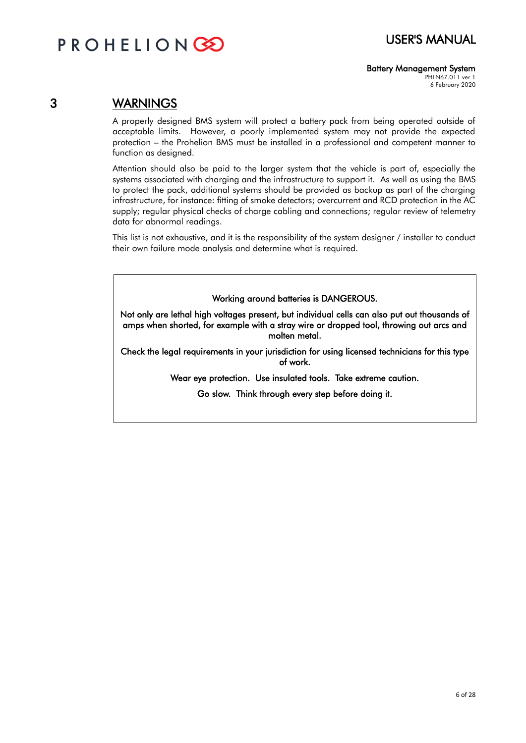# 3 WARNINGS

A properly designed BMS system will protect a battery pack from being operated outside of acceptable limits. However, a poorly implemented system may not provide the expected protection – the Prohelion BMS must be installed in a professional and competent manner to function as designed.

Attention should also be paid to the larger system that the vehicle is part of, especially the systems associated with charging and the infrastructure to support it. As well as using the BMS to protect the pack, additional systems should be provided as backup as part of the charging infrastructure, for instance: fitting of smoke detectors; overcurrent and RCD protection in the AC supply; regular physical checks of charge cabling and connections; regular review of telemetry data for abnormal readings.

This list is not exhaustive, and it is the responsibility of the system designer / installer to conduct their own failure mode analysis and determine what is required.

> Working around batteries is DANGEROUS.
>
> Not only are lethal high voltages present, but individual cells can also put out thousands of amps when shorted, for example with a stray wire or dropped tool, throwing out arcs and molten metal.
>
> Check the legal requirements in your jurisdiction for using licensed technicians for this type of work.
>
> Wear eye protection. Use insulated tools. Take extreme caution.
>
> Go slow. Think through every step before doing it.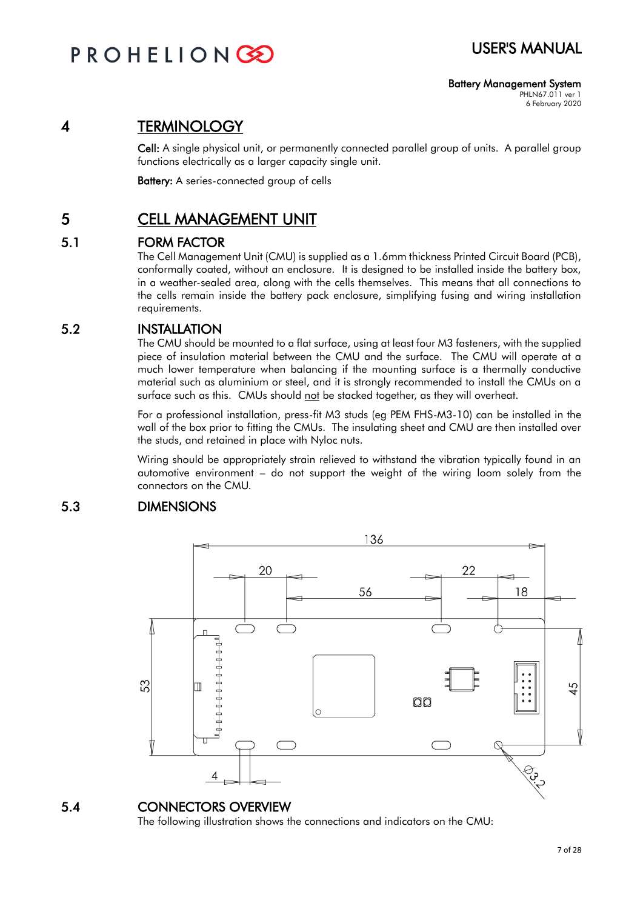# 4 TERMINOLOGY

**Cell:** A single physical unit, or permanently connected parallel group of units. A parallel group functions electrically as a larger capacity single unit.

**Battery:** A series-connected group of cells

# 5 CELL MANAGEMENT UNIT

## 5.1 FORM FACTOR

The Cell Management Unit (CMU) is supplied as a 1.6mm thickness Printed Circuit Board (PCB), conformally coated, without an enclosure. It is designed to be installed inside the battery box, in a weather-sealed area, along with the cells themselves. This means that all connections to the cells remain inside the battery pack enclosure, simplifying fusing and wiring installation requirements.

## 5.2 INSTALLATION

The CMU should be mounted to a flat surface, using at least four M3 fasteners, with the supplied piece of insulation material between the CMU and the surface. The CMU will operate at a much lower temperature when balancing if the mounting surface is a thermally conductive material such as aluminium or steel, and it is strongly recommended to install the CMUs on a surface such as this. CMUs should not be stacked together, as they will overheat.

For a professional installation, press-fit M3 studs (eg PEM FHS-M3-10) can be installed in the wall of the box prior to fitting the CMUs. The insulating sheet and CMU are then installed over the studs, and retained in place with Nyloc nuts.

Wiring should be appropriately strain relieved to withstand the vibration typically found in an automotive environment – do not support the weight of the wiring loom solely from the connectors on the CMU.

## 5.3 DIMENSIONS

## 5.4 CONNECTORS OVERVIEW

The following illustration shows the connections and indicators on the CMU: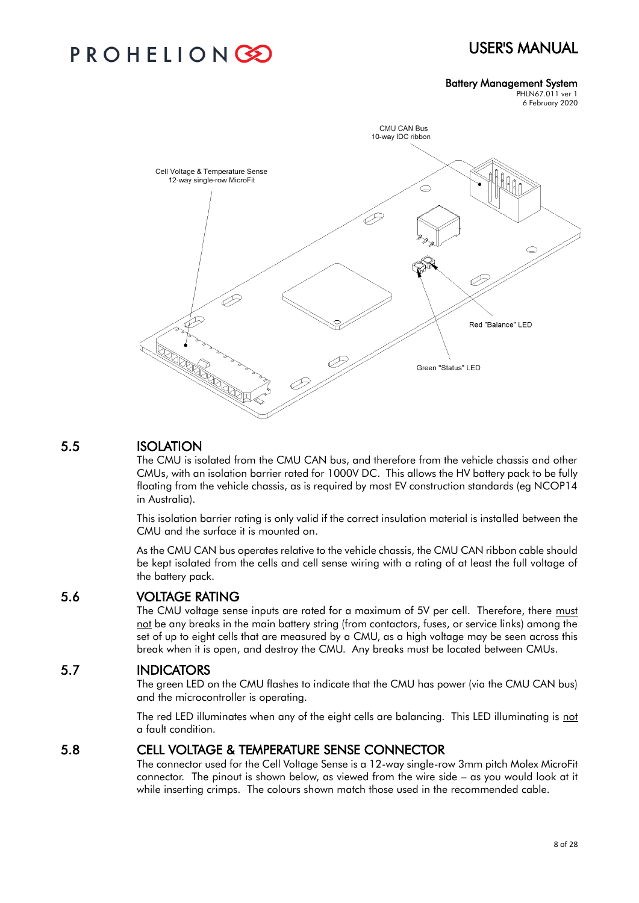## 5.5 ISOLATION

The CMU is isolated from the CMU CAN bus, and therefore from the vehicle chassis and other CMUs, with an isolation barrier rated for 1000V DC. This allows the HV battery pack to be fully floating from the vehicle chassis, as is required by most EV construction standards (eg NCOP14 in Australia).

This isolation barrier rating is only valid if the correct insulation material is installed between the CMU and the surface it is mounted on.

As the CMU CAN bus operates relative to the vehicle chassis, the CMU CAN ribbon cable should be kept isolated from the cells and cell sense wiring with a rating of at least the full voltage of the battery pack.

## 5.6 VOLTAGE RATING

The CMU voltage sense inputs are rated for a maximum of 5V per cell. Therefore, there must not be any breaks in the main battery string (from contactors, fuses, or service links) among the set of up to eight cells that are measured by a CMU, as a high voltage may be seen across this break when it is open, and destroy the CMU. Any breaks must be located between CMUs.

## 5.7 INDICATORS

The green LED on the CMU flashes to indicate that the CMU has power (via the CMU CAN bus) and the microcontroller is operating.

The red LED illuminates when any of the eight cells are balancing. This LED illuminating is not a fault condition.

## 5.8 CELL VOLTAGE & TEMPERATURE SENSE CONNECTOR

The connector used for the Cell Voltage Sense is a 12-way single-row 3mm pitch Molex MicroFit connector. The pinout is shown below, as viewed from the wire side – as you would look at it while inserting crimps. The colours shown match those used in the recommended cable.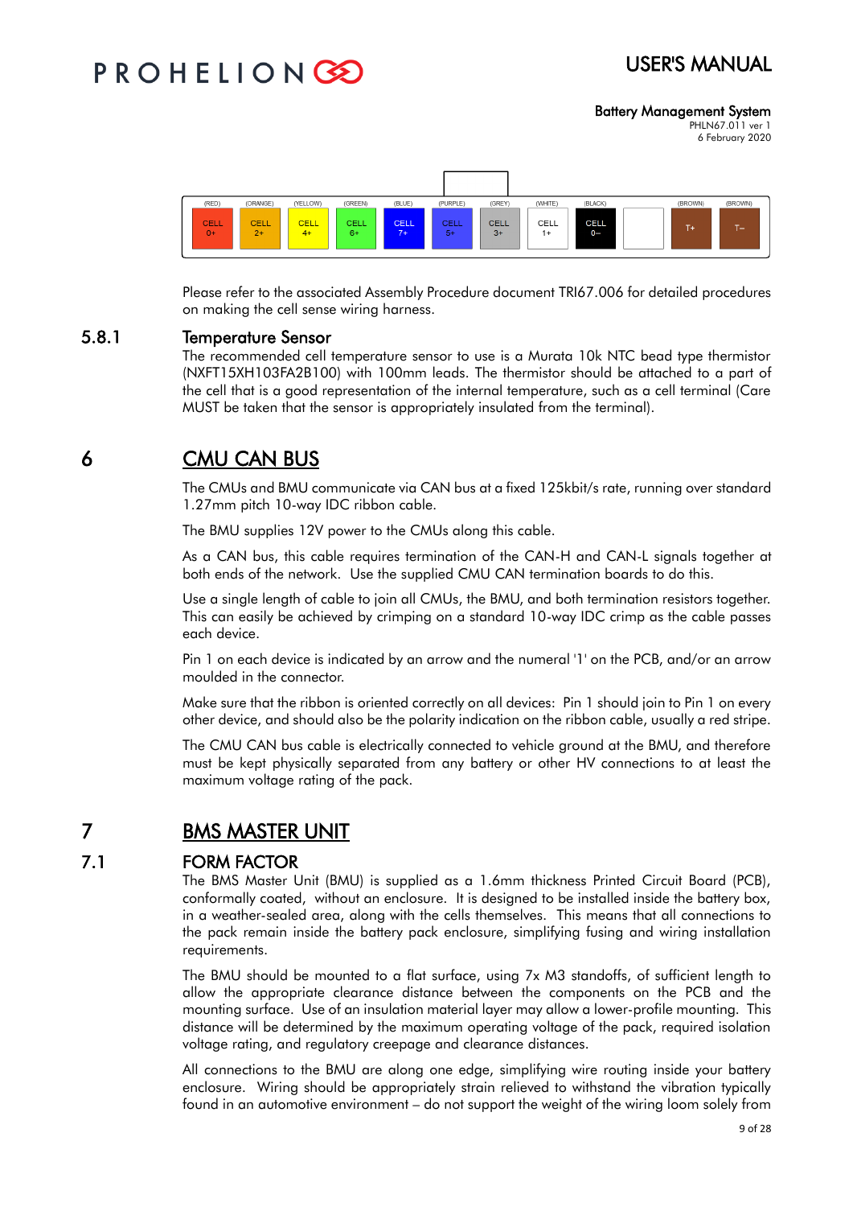| (RED) | (ORANGE) | (YELLOW) | (GREEN) | (BLUE) | (PURPLE) | (GREY) | (WHITE) | (BLACK) | | (BROWN) | (BROWN) |
|---|---|---|---|---|---|---|---|---|---|---|---|
| CELL 0+ | CELL 2+ | CELL 4+ | CELL 6+ | CELL 7+ | CELL 5+ | CELL 3+ | CELL 1+ | CELL 0– | | T+ | T– |

Please refer to the associated Assembly Procedure document TRI67.006 for detailed procedures on making the cell sense wiring harness.

### 5.8.1 Temperature Sensor

The recommended cell temperature sensor to use is a Murata 10k NTC bead type thermistor (NXFT15XH103FA2B100) with 100mm leads. The thermistor should be attached to a part of the cell that is a good representation of the internal temperature, such as a cell terminal (Care MUST be taken that the sensor is appropriately insulated from the terminal).

# 6 CMU CAN BUS

The CMUs and BMU communicate via CAN bus at a fixed 125kbit/s rate, running over standard 1.27mm pitch 10-way IDC ribbon cable.

The BMU supplies 12V power to the CMUs along this cable.

As a CAN bus, this cable requires termination of the CAN-H and CAN-L signals together at both ends of the network. Use the supplied CMU CAN termination boards to do this.

Use a single length of cable to join all CMUs, the BMU, and both termination resistors together. This can easily be achieved by crimping on a standard 10-way IDC crimp as the cable passes each device.

Pin 1 on each device is indicated by an arrow and the numeral '1' on the PCB, and/or an arrow moulded in the connector.

Make sure that the ribbon is oriented correctly on all devices: Pin 1 should join to Pin 1 on every other device, and should also be the polarity indication on the ribbon cable, usually a red stripe.

The CMU CAN bus cable is electrically connected to vehicle ground at the BMU, and therefore must be kept physically separated from any battery or other HV connections to at least the maximum voltage rating of the pack.

# 7 BMS MASTER UNIT

## 7.1 FORM FACTOR

The BMS Master Unit (BMU) is supplied as a 1.6mm thickness Printed Circuit Board (PCB), conformally coated, without an enclosure. It is designed to be installed inside the battery box, in a weather-sealed area, along with the cells themselves. This means that all connections to the pack remain inside the battery pack enclosure, simplifying fusing and wiring installation requirements.

The BMU should be mounted to a flat surface, using 7x M3 standoffs, of sufficient length to allow the appropriate clearance distance between the components on the PCB and the mounting surface. Use of an insulation material layer may allow a lower-profile mounting. This distance will be determined by the maximum operating voltage of the pack, required isolation voltage rating, and regulatory creepage and clearance distances.

All connections to the BMU are along one edge, simplifying wire routing inside your battery enclosure. Wiring should be appropriately strain relieved to withstand the vibration typically found in an automotive environment – do not support the weight of the wiring loom solely from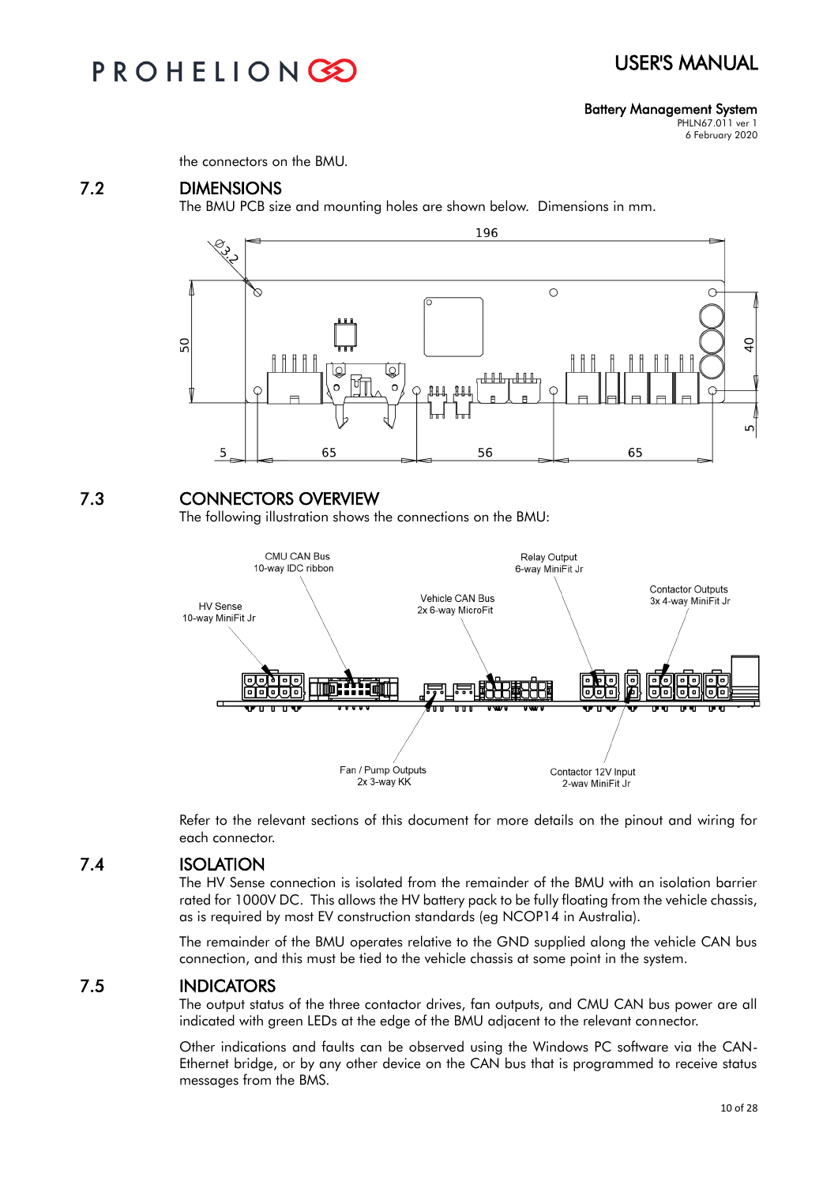the connectors on the BMU.

## 7.2 DIMENSIONS

The BMU PCB size and mounting holes are shown below. Dimensions in mm.

## 7.3 CONNECTORS OVERVIEW

The following illustration shows the connections on the BMU:

Refer to the relevant sections of this document for more details on the pinout and wiring for each connector.

## 7.4 ISOLATION

The HV Sense connection is isolated from the remainder of the BMU with an isolation barrier rated for 1000V DC. This allows the HV battery pack to be fully floating from the vehicle chassis, as is required by most EV construction standards (eg NCOP14 in Australia).

The remainder of the BMU operates relative to the GND supplied along the vehicle CAN bus connection, and this must be tied to the vehicle chassis at some point in the system.

## 7.5 INDICATORS

The output status of the three contactor drives, fan outputs, and CMU CAN bus power are all indicated with green LEDs at the edge of the BMU adjacent to the relevant connector.

Other indications and faults can be observed using the Windows PC software via the CAN-Ethernet bridge, or by any other device on the CAN bus that is programmed to receive status messages from the BMS.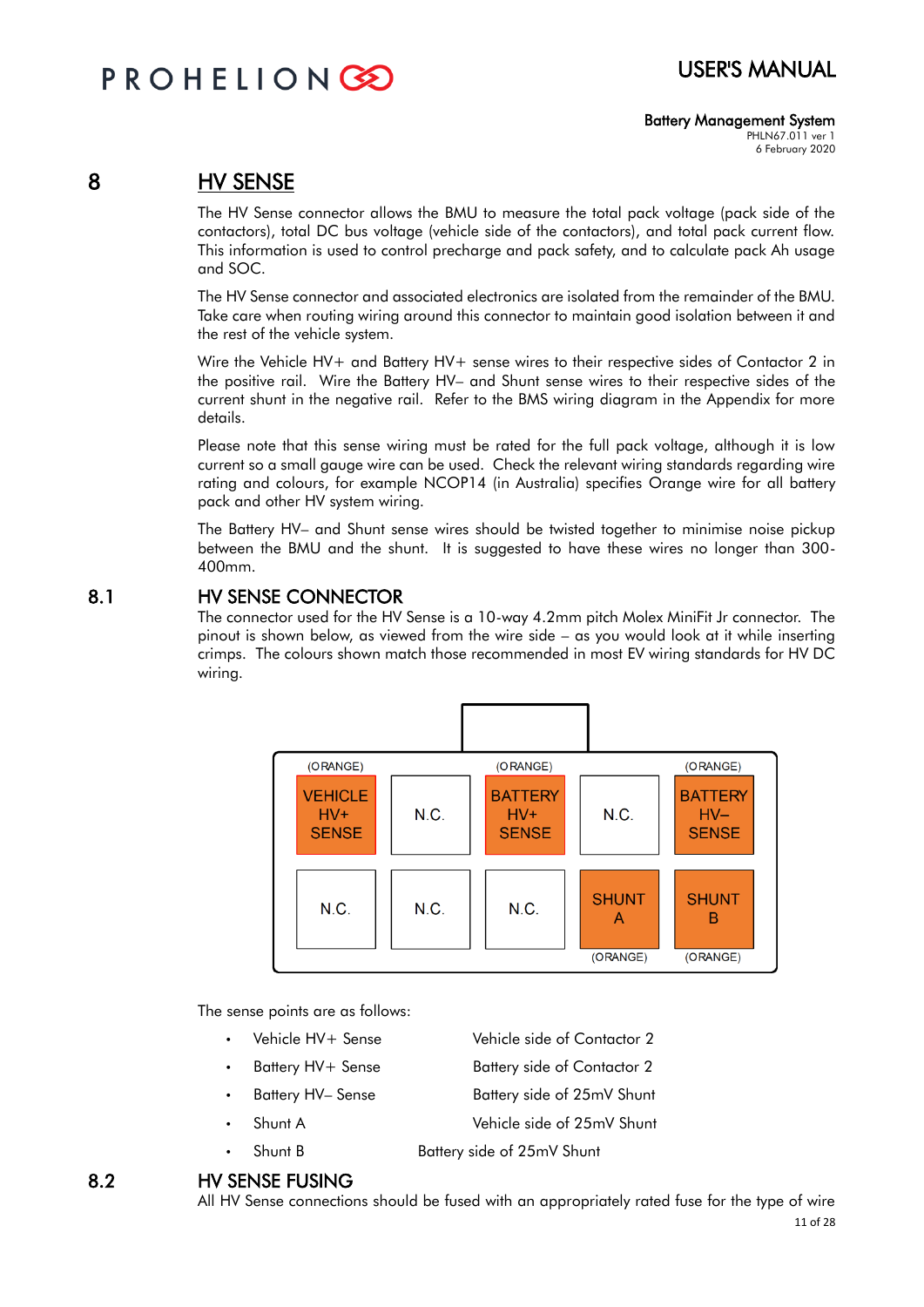# 8 HV SENSE

The HV Sense connector allows the BMU to measure the total pack voltage (pack side of the contactors), total DC bus voltage (vehicle side of the contactors), and total pack current flow. This information is used to control precharge and pack safety, and to calculate pack Ah usage and SOC.

The HV Sense connector and associated electronics are isolated from the remainder of the BMU. Take care when routing wiring around this connector to maintain good isolation between it and the rest of the vehicle system.

Wire the Vehicle HV+ and Battery HV+ sense wires to their respective sides of Contactor 2 in the positive rail. Wire the Battery HV– and Shunt sense wires to their respective sides of the current shunt in the negative rail. Refer to the BMS wiring diagram in the Appendix for more details.

Please note that this sense wiring must be rated for the full pack voltage, although it is low current so a small gauge wire can be used. Check the relevant wiring standards regarding wire rating and colours, for example NCOP14 (in Australia) specifies Orange wire for all battery pack and other HV system wiring.

The Battery HV– and Shunt sense wires should be twisted together to minimise noise pickup between the BMU and the shunt. It is suggested to have these wires no longer than 300-400mm.

## 8.1 HV SENSE CONNECTOR

The connector used for the HV Sense is a 10-way 4.2mm pitch Molex MiniFit Jr connector. The pinout is shown below, as viewed from the wire side – as you would look at it while inserting crimps. The colours shown match those recommended in most EV wiring standards for HV DC wiring.

| (ORANGE) VEHICLE HV+ SENSE | N.C. | (ORANGE) BATTERY HV+ SENSE | N.C. | (ORANGE) BATTERY HV– SENSE |
|---|---|---|---|---|
| N.C. | N.C. | N.C. | SHUNT A (ORANGE) | SHUNT B (ORANGE) |

The sense points are as follows:

- Vehicle HV+ Sense — Vehicle side of Contactor 2
- Battery HV+ Sense — Battery side of Contactor 2
- Battery HV– Sense — Battery side of 25mV Shunt
- Shunt A — Vehicle side of 25mV Shunt
- Shunt B — Battery side of 25mV Shunt

## 8.2 HV SENSE FUSING

All HV Sense connections should be fused with an appropriately rated fuse for the type of wire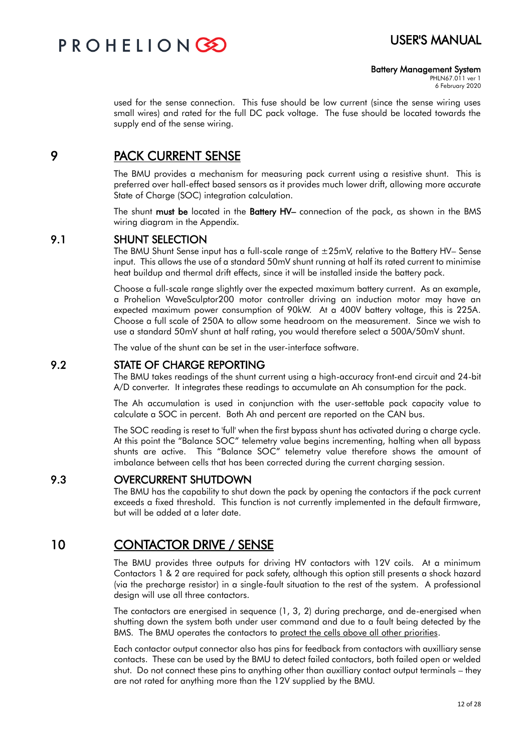used for the sense connection. This fuse should be low current (since the sense wiring uses small wires) and rated for the full DC pack voltage. The fuse should be located towards the supply end of the sense wiring.

# 9 PACK CURRENT SENSE

The BMU provides a mechanism for measuring pack current using a resistive shunt. This is preferred over hall-effect based sensors as it provides much lower drift, allowing more accurate State of Charge (SOC) integration calculation.

The shunt **must be** located in the **Battery HV–** connection of the pack, as shown in the BMS wiring diagram in the Appendix.

## 9.1 SHUNT SELECTION

The BMU Shunt Sense input has a full-scale range of ±25mV, relative to the Battery HV– Sense input. This allows the use of a standard 50mV shunt running at half its rated current to minimise heat buildup and thermal drift effects, since it will be installed inside the battery pack.

Choose a full-scale range slightly over the expected maximum battery current. As an example, a Prohelion WaveSculptor200 motor controller driving an induction motor may have an expected maximum power consumption of 90kW. At a 400V battery voltage, this is 225A. Choose a full scale of 250A to allow some headroom on the measurement. Since we wish to use a standard 50mV shunt at half rating, you would therefore select a 500A/50mV shunt.

The value of the shunt can be set in the user-interface software.

## 9.2 STATE OF CHARGE REPORTING

The BMU takes readings of the shunt current using a high-accuracy front-end circuit and 24-bit A/D converter. It integrates these readings to accumulate an Ah consumption for the pack.

The Ah accumulation is used in conjunction with the user-settable pack capacity value to calculate a SOC in percent. Both Ah and percent are reported on the CAN bus.

The SOC reading is reset to 'full' when the first bypass shunt has activated during a charge cycle. At this point the "Balance SOC" telemetry value begins incrementing, halting when all bypass shunts are active. This "Balance SOC" telemetry value therefore shows the amount of imbalance between cells that has been corrected during the current charging session.

## 9.3 OVERCURRENT SHUTDOWN

The BMU has the capability to shut down the pack by opening the contactors if the pack current exceeds a fixed threshold. This function is not currently implemented in the default firmware, but will be added at a later date.

# 10 CONTACTOR DRIVE / SENSE

The BMU provides three outputs for driving HV contactors with 12V coils. At a minimum Contactors 1 & 2 are required for pack safety, although this option still presents a shock hazard (via the precharge resistor) in a single-fault situation to the rest of the system. A professional design will use all three contactors.

The contactors are energised in sequence (1, 3, 2) during precharge, and de-energised when shutting down the system both under user command and due to a fault being detected by the BMS. The BMU operates the contactors to <u>protect the cells above all other priorities</u>.

Each contactor output connector also has pins for feedback from contactors with auxilliary sense contacts. These can be used by the BMU to detect failed contactors, both failed open or welded shut. Do not connect these pins to anything other than auxilliary contact output terminals – they are not rated for anything more than the 12V supplied by the BMU.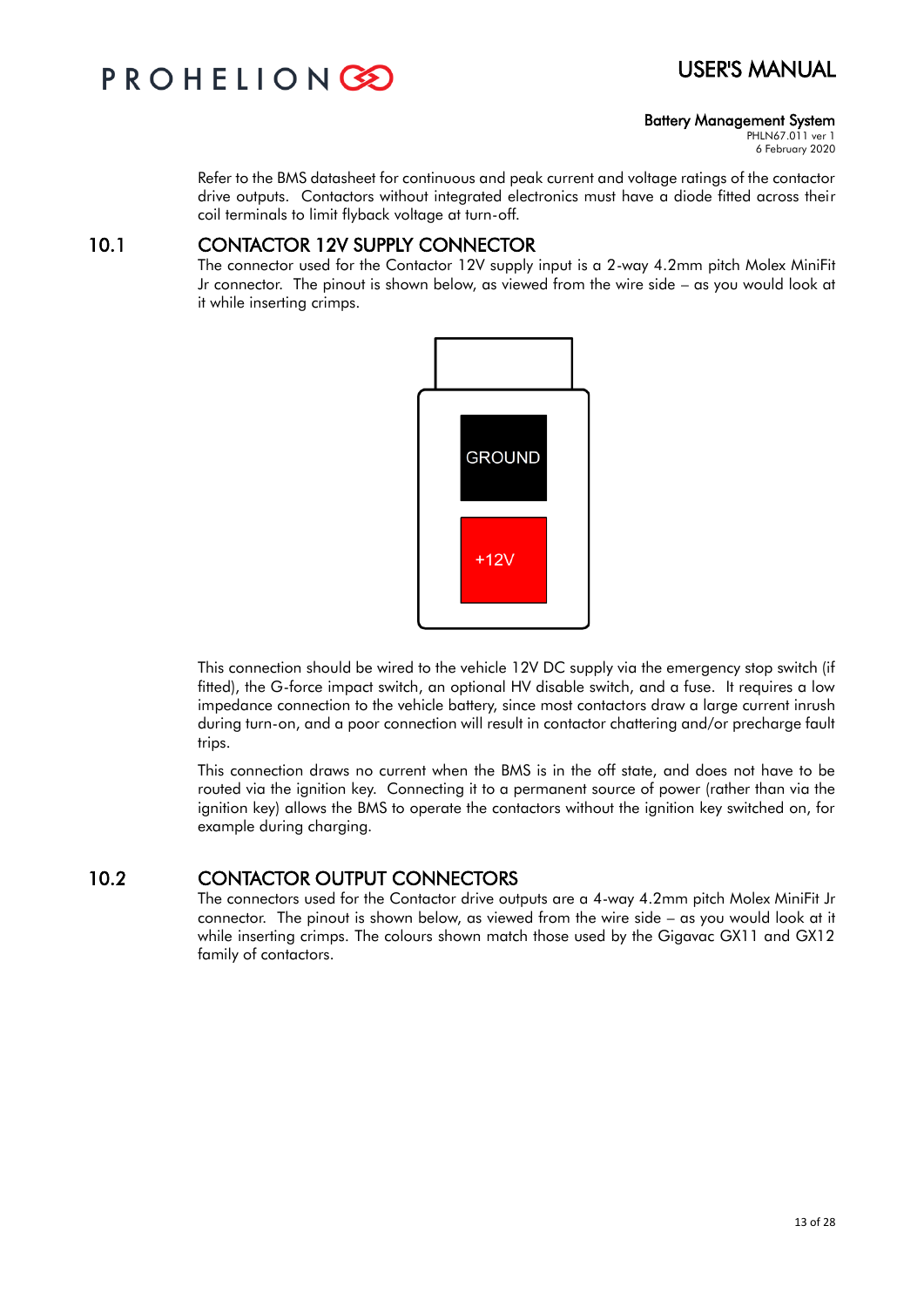Refer to the BMS datasheet for continuous and peak current and voltage ratings of the contactor drive outputs. Contactors without integrated electronics must have a diode fitted across their coil terminals to limit flyback voltage at turn-off.

## 10.1 CONTACTOR 12V SUPPLY CONNECTOR

The connector used for the Contactor 12V supply input is a 2-way 4.2mm pitch Molex MiniFit Jr connector. The pinout is shown below, as viewed from the wire side – as you would look at it while inserting crimps.

GROUND

+12V

This connection should be wired to the vehicle 12V DC supply via the emergency stop switch (if fitted), the G-force impact switch, an optional HV disable switch, and a fuse. It requires a low impedance connection to the vehicle battery, since most contactors draw a large current inrush during turn-on, and a poor connection will result in contactor chattering and/or precharge fault trips.

This connection draws no current when the BMS is in the off state, and does not have to be routed via the ignition key. Connecting it to a permanent source of power (rather than via the ignition key) allows the BMS to operate the contactors without the ignition key switched on, for example during charging.

## 10.2 CONTACTOR OUTPUT CONNECTORS

The connectors used for the Contactor drive outputs are a 4-way 4.2mm pitch Molex MiniFit Jr connector. The pinout is shown below, as viewed from the wire side – as you would look at it while inserting crimps. The colours shown match those used by the Gigavac GX11 and GX12 family of contactors.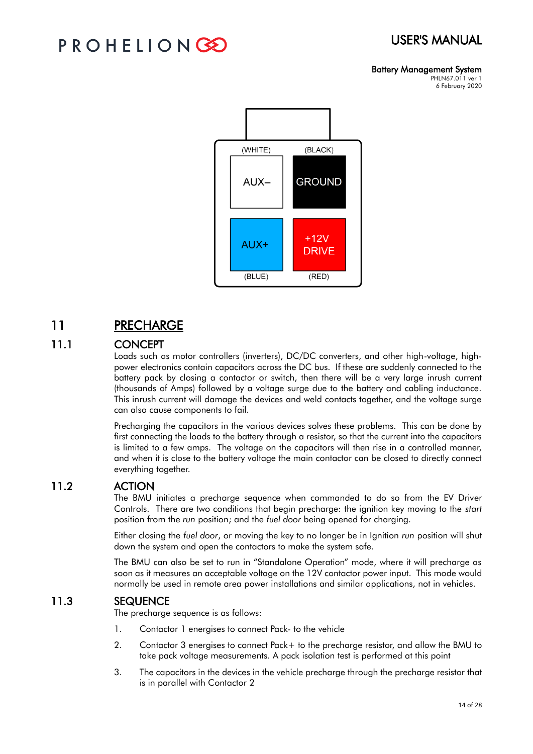(WHITE) | (BLACK)
AUX– | GROUND
AUX+ | +12V DRIVE
(BLUE) | (RED)

# 11 PRECHARGE

## 11.1 CONCEPT

Loads such as motor controllers (inverters), DC/DC converters, and other high-voltage, high-power electronics contain capacitors across the DC bus. If these are suddenly connected to the battery pack by closing a contactor or switch, then there will be a very large inrush current (thousands of Amps) followed by a voltage surge due to the battery and cabling inductance. This inrush current will damage the devices and weld contacts together, and the voltage surge can also cause components to fail.

Precharging the capacitors in the various devices solves these problems. This can be done by first connecting the loads to the battery through a resistor, so that the current into the capacitors is limited to a few amps. The voltage on the capacitors will then rise in a controlled manner, and when it is close to the battery voltage the main contactor can be closed to directly connect everything together.

## 11.2 ACTION

The BMU initiates a precharge sequence when commanded to do so from the EV Driver Controls. There are two conditions that begin precharge: the ignition key moving to the *start* position from the *run* position; and the *fuel door* being opened for charging.

Either closing the *fuel door*, or moving the key to no longer be in Ignition *run* position will shut down the system and open the contactors to make the system safe.

The BMU can also be set to run in "Standalone Operation" mode, where it will precharge as soon as it measures an acceptable voltage on the 12V contactor power input. This mode would normally be used in remote area power installations and similar applications, not in vehicles.

## 11.3 SEQUENCE

The precharge sequence is as follows:

1. Contactor 1 energises to connect Pack- to the vehicle
2. Contactor 3 energises to connect Pack+ to the precharge resistor, and allow the BMU to take pack voltage measurements. A pack isolation test is performed at this point
3. The capacitors in the devices in the vehicle precharge through the precharge resistor that is in parallel with Contactor 2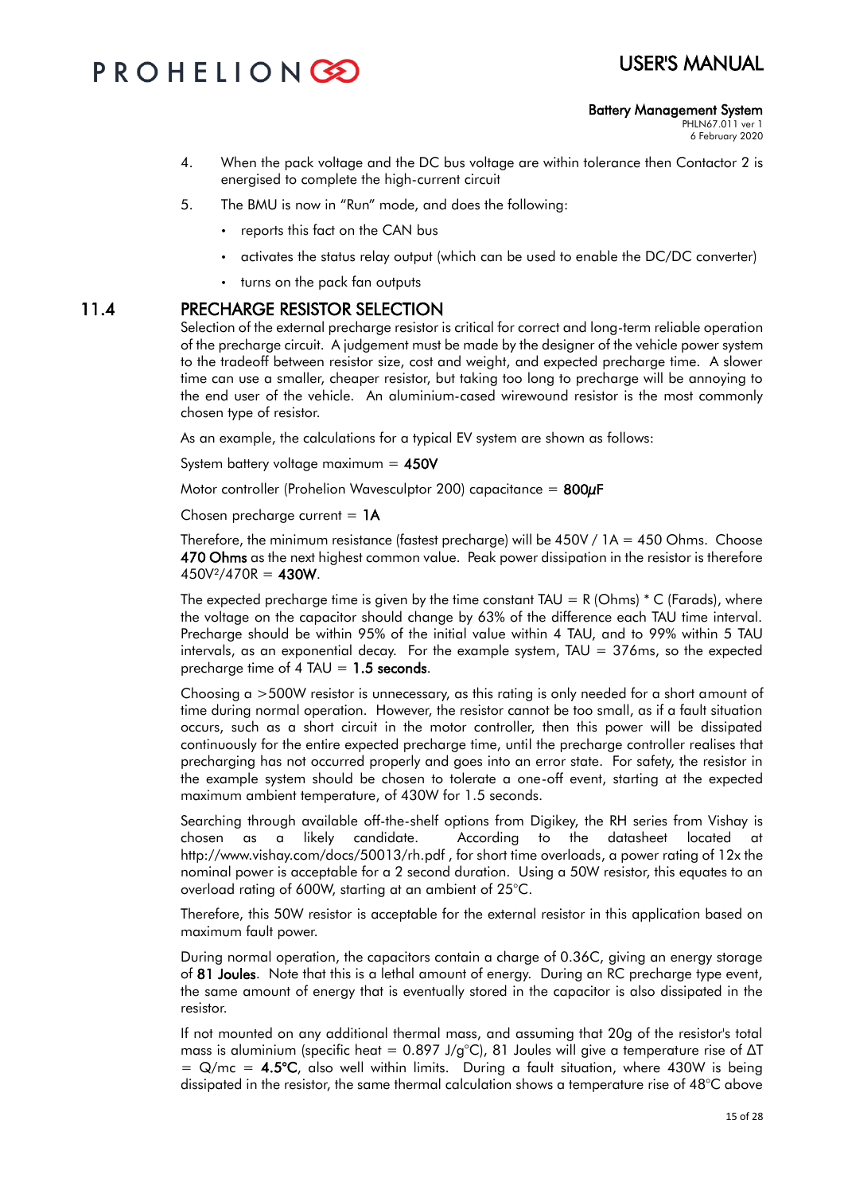4. When the pack voltage and the DC bus voltage are within tolerance then Contactor 2 is energised to complete the high-current circuit
5. The BMU is now in "Run" mode, and does the following:
   - reports this fact on the CAN bus
   - activates the status relay output (which can be used to enable the DC/DC converter)
   - turns on the pack fan outputs

## 11.4 PRECHARGE RESISTOR SELECTION

Selection of the external precharge resistor is critical for correct and long-term reliable operation of the precharge circuit. A judgement must be made by the designer of the vehicle power system to the tradeoff between resistor size, cost and weight, and expected precharge time. A slower time can use a smaller, cheaper resistor, but taking too long to precharge will be annoying to the end user of the vehicle. An aluminium-cased wirewound resistor is the most commonly chosen type of resistor.

As an example, the calculations for a typical EV system are shown as follows:

System battery voltage maximum = **450V**

Motor controller (Prohelion Wavesculptor 200) capacitance = **800μF**

Chosen precharge current = **1A**

Therefore, the minimum resistance (fastest precharge) will be 450V / 1A = 450 Ohms. Choose **470 Ohms** as the next highest common value. Peak power dissipation in the resistor is therefore $450V^2/470R$ = **430W**.

The expected precharge time is given by the time constant TAU = R (Ohms) * C (Farads), where the voltage on the capacitor should change by 63% of the difference each TAU time interval. Precharge should be within 95% of the initial value within 4 TAU, and to 99% within 5 TAU intervals, as an exponential decay. For the example system, TAU = 376ms, so the expected precharge time of 4 TAU = **1.5 seconds**.

Choosing a >500W resistor is unnecessary, as this rating is only needed for a short amount of time during normal operation. However, the resistor cannot be too small, as if a fault situation occurs, such as a short circuit in the motor controller, then this power will be dissipated continuously for the entire expected precharge time, until the precharge controller realises that precharging has not occurred properly and goes into an error state. For safety, the resistor in the example system should be chosen to tolerate a one-off event, starting at the expected maximum ambient temperature, of 430W for 1.5 seconds.

Searching through available off-the-shelf options from Digikey, the RH series from Vishay is chosen as a likely candidate. According to the datasheet located at http://www.vishay.com/docs/50013/rh.pdf , for short time overloads, a power rating of 12x the nominal power is acceptable for a 2 second duration. Using a 50W resistor, this equates to an overload rating of 600W, starting at an ambient of 25°C.

Therefore, this 50W resistor is acceptable for the external resistor in this application based on maximum fault power.

During normal operation, the capacitors contain a charge of 0.36C, giving an energy storage of **81 Joules**. Note that this is a lethal amount of energy. During an RC precharge type event, the same amount of energy that is eventually stored in the capacitor is also dissipated in the resistor.

If not mounted on any additional thermal mass, and assuming that 20g of the resistor's total mass is aluminium (specific heat = 0.897 J/g°C), 81 Joules will give a temperature rise of $\Delta T = Q/mc$ = **4.5°C**, also well within limits. During a fault situation, where 430W is being dissipated in the resistor, the same thermal calculation shows a temperature rise of 48°C above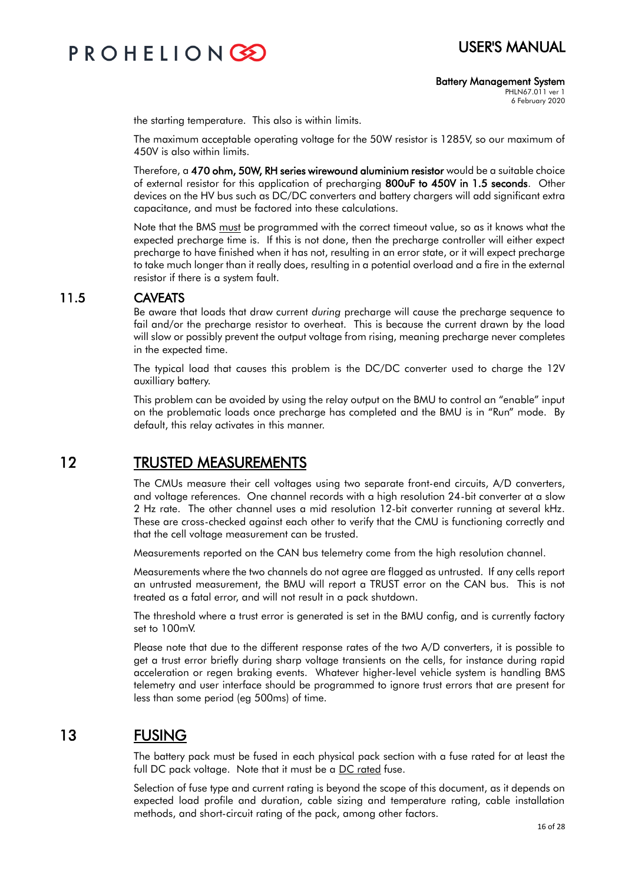the starting temperature. This also is within limits.

The maximum acceptable operating voltage for the 50W resistor is 1285V, so our maximum of 450V is also within limits.

Therefore, a **470 ohm, 50W, RH series wirewound aluminium resistor** would be a suitable choice of external resistor for this application of precharging **800uF to 450V in 1.5 seconds**. Other devices on the HV bus such as DC/DC converters and battery chargers will add significant extra capacitance, and must be factored into these calculations.

Note that the BMS <u>must</u> be programmed with the correct timeout value, so as it knows what the expected precharge time is. If this is not done, then the precharge controller will either expect precharge to have finished when it has not, resulting in an error state, or it will expect precharge to take much longer than it really does, resulting in a potential overload and a fire in the external resistor if there is a system fault.

### 11.5 CAVEATS

Be aware that loads that draw current *during* precharge will cause the precharge sequence to fail and/or the precharge resistor to overheat. This is because the current drawn by the load will slow or possibly prevent the output voltage from rising, meaning precharge never completes in the expected time.

The typical load that causes this problem is the DC/DC converter used to charge the 12V auxilliary battery.

This problem can be avoided by using the relay output on the BMU to control an "enable" input on the problematic loads once precharge has completed and the BMU is in "Run" mode. By default, this relay activates in this manner.

## 12 TRUSTED MEASUREMENTS

The CMUs measure their cell voltages using two separate front-end circuits, A/D converters, and voltage references. One channel records with a high resolution 24-bit converter at a slow 2 Hz rate. The other channel uses a mid resolution 12-bit converter running at several kHz. These are cross-checked against each other to verify that the CMU is functioning correctly and that the cell voltage measurement can be trusted.

Measurements reported on the CAN bus telemetry come from the high resolution channel.

Measurements where the two channels do not agree are flagged as untrusted. If any cells report an untrusted measurement, the BMU will report a TRUST error on the CAN bus. This is not treated as a fatal error, and will not result in a pack shutdown.

The threshold where a trust error is generated is set in the BMU config, and is currently factory set to 100mV.

Please note that due to the different response rates of the two A/D converters, it is possible to get a trust error briefly during sharp voltage transients on the cells, for instance during rapid acceleration or regen braking events. Whatever higher-level vehicle system is handling BMS telemetry and user interface should be programmed to ignore trust errors that are present for less than some period (eg 500ms) of time.

## 13 FUSING

The battery pack must be fused in each physical pack section with a fuse rated for at least the full DC pack voltage. Note that it must be a <u>DC rated</u> fuse.

Selection of fuse type and current rating is beyond the scope of this document, as it depends on expected load profile and duration, cable sizing and temperature rating, cable installation methods, and short-circuit rating of the pack, among other factors.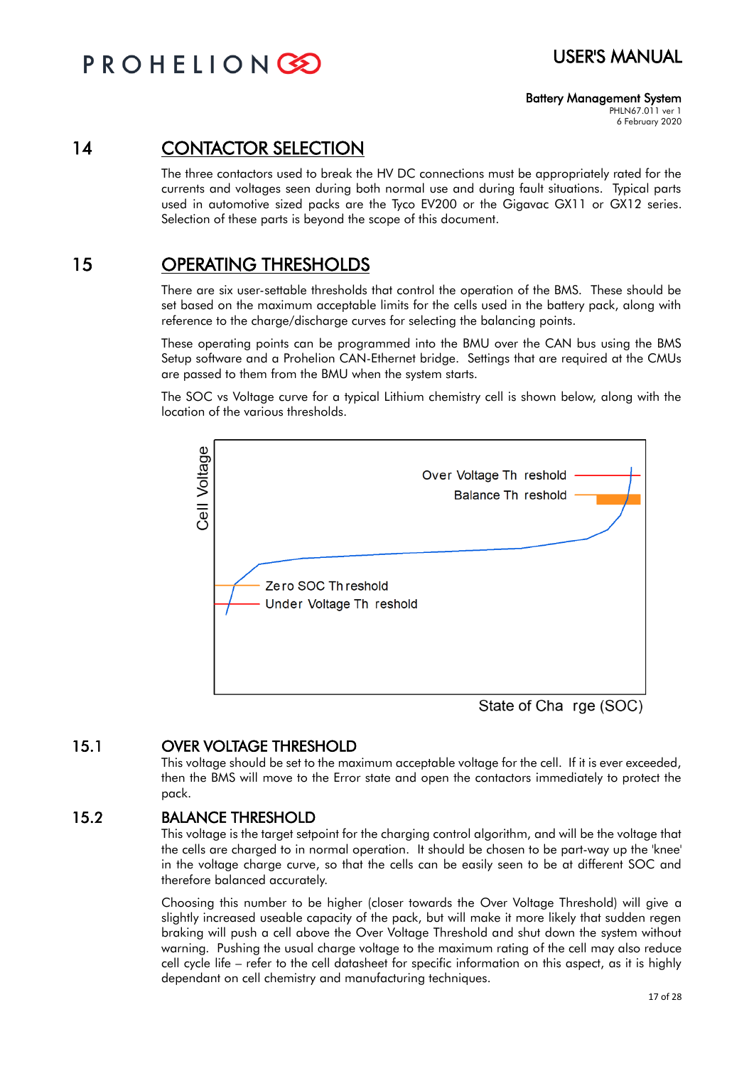# 14 CONTACTOR SELECTION

The three contactors used to break the HV DC connections must be appropriately rated for the currents and voltages seen during both normal use and during fault situations. Typical parts used in automotive sized packs are the Tyco EV200 or the Gigavac GX11 or GX12 series. Selection of these parts is beyond the scope of this document.

# 15 OPERATING THRESHOLDS

There are six user-settable thresholds that control the operation of the BMS. These should be set based on the maximum acceptable limits for the cells used in the battery pack, along with reference to the charge/discharge curves for selecting the balancing points.

These operating points can be programmed into the BMU over the CAN bus using the BMS Setup software and a Prohelion CAN-Ethernet bridge. Settings that are required at the CMUs are passed to them from the BMU when the system starts.

The SOC vs Voltage curve for a typical Lithium chemistry cell is shown below, along with the location of the various thresholds.

## 15.1 OVER VOLTAGE THRESHOLD

This voltage should be set to the maximum acceptable voltage for the cell. If it is ever exceeded, then the BMS will move to the Error state and open the contactors immediately to protect the pack.

## 15.2 BALANCE THRESHOLD

This voltage is the target setpoint for the charging control algorithm, and will be the voltage that the cells are charged to in normal operation. It should be chosen to be part-way up the 'knee' in the voltage charge curve, so that the cells can be easily seen to be at different SOC and therefore balanced accurately.

Choosing this number to be higher (closer towards the Over Voltage Threshold) will give a slightly increased useable capacity of the pack, but will make it more likely that sudden regen braking will push a cell above the Over Voltage Threshold and shut down the system without warning. Pushing the usual charge voltage to the maximum rating of the cell may also reduce cell cycle life – refer to the cell datasheet for specific information on this aspect, as it is highly dependant on cell chemistry and manufacturing techniques.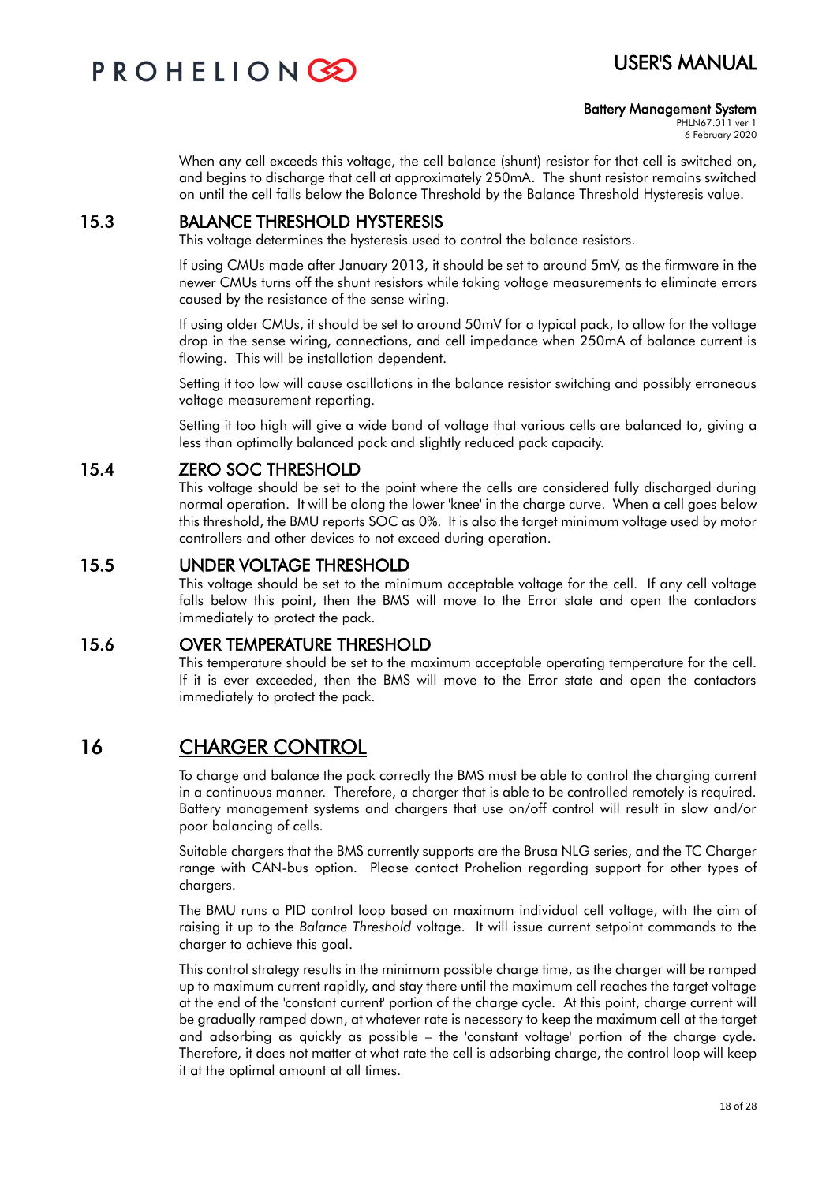When any cell exceeds this voltage, the cell balance (shunt) resistor for that cell is switched on, and begins to discharge that cell at approximately 250mA. The shunt resistor remains switched on until the cell falls below the Balance Threshold by the Balance Threshold Hysteresis value.

### 15.3 BALANCE THRESHOLD HYSTERESIS

This voltage determines the hysteresis used to control the balance resistors.

If using CMUs made after January 2013, it should be set to around 5mV, as the firmware in the newer CMUs turns off the shunt resistors while taking voltage measurements to eliminate errors caused by the resistance of the sense wiring.

If using older CMUs, it should be set to around 50mV for a typical pack, to allow for the voltage drop in the sense wiring, connections, and cell impedance when 250mA of balance current is flowing. This will be installation dependent.

Setting it too low will cause oscillations in the balance resistor switching and possibly erroneous voltage measurement reporting.

Setting it too high will give a wide band of voltage that various cells are balanced to, giving a less than optimally balanced pack and slightly reduced pack capacity.

### 15.4 ZERO SOC THRESHOLD

This voltage should be set to the point where the cells are considered fully discharged during normal operation. It will be along the lower 'knee' in the charge curve. When a cell goes below this threshold, the BMU reports SOC as 0%. It is also the target minimum voltage used by motor controllers and other devices to not exceed during operation.

### 15.5 UNDER VOLTAGE THRESHOLD

This voltage should be set to the minimum acceptable voltage for the cell. If any cell voltage falls below this point, then the BMS will move to the Error state and open the contactors immediately to protect the pack.

### 15.6 OVER TEMPERATURE THRESHOLD

This temperature should be set to the maximum acceptable operating temperature for the cell. If it is ever exceeded, then the BMS will move to the Error state and open the contactors immediately to protect the pack.

## 16 CHARGER CONTROL

To charge and balance the pack correctly the BMS must be able to control the charging current in a continuous manner. Therefore, a charger that is able to be controlled remotely is required. Battery management systems and chargers that use on/off control will result in slow and/or poor balancing of cells.

Suitable chargers that the BMS currently supports are the Brusa NLG series, and the TC Charger range with CAN-bus option. Please contact Prohelion regarding support for other types of chargers.

The BMU runs a PID control loop based on maximum individual cell voltage, with the aim of raising it up to the *Balance Threshold* voltage. It will issue current setpoint commands to the charger to achieve this goal.

This control strategy results in the minimum possible charge time, as the charger will be ramped up to maximum current rapidly, and stay there until the maximum cell reaches the target voltage at the end of the 'constant current' portion of the charge cycle. At this point, charge current will be gradually ramped down, at whatever rate is necessary to keep the maximum cell at the target and adsorbing as quickly as possible – the 'constant voltage' portion of the charge cycle. Therefore, it does not matter at what rate the cell is adsorbing charge, the control loop will keep it at the optimal amount at all times.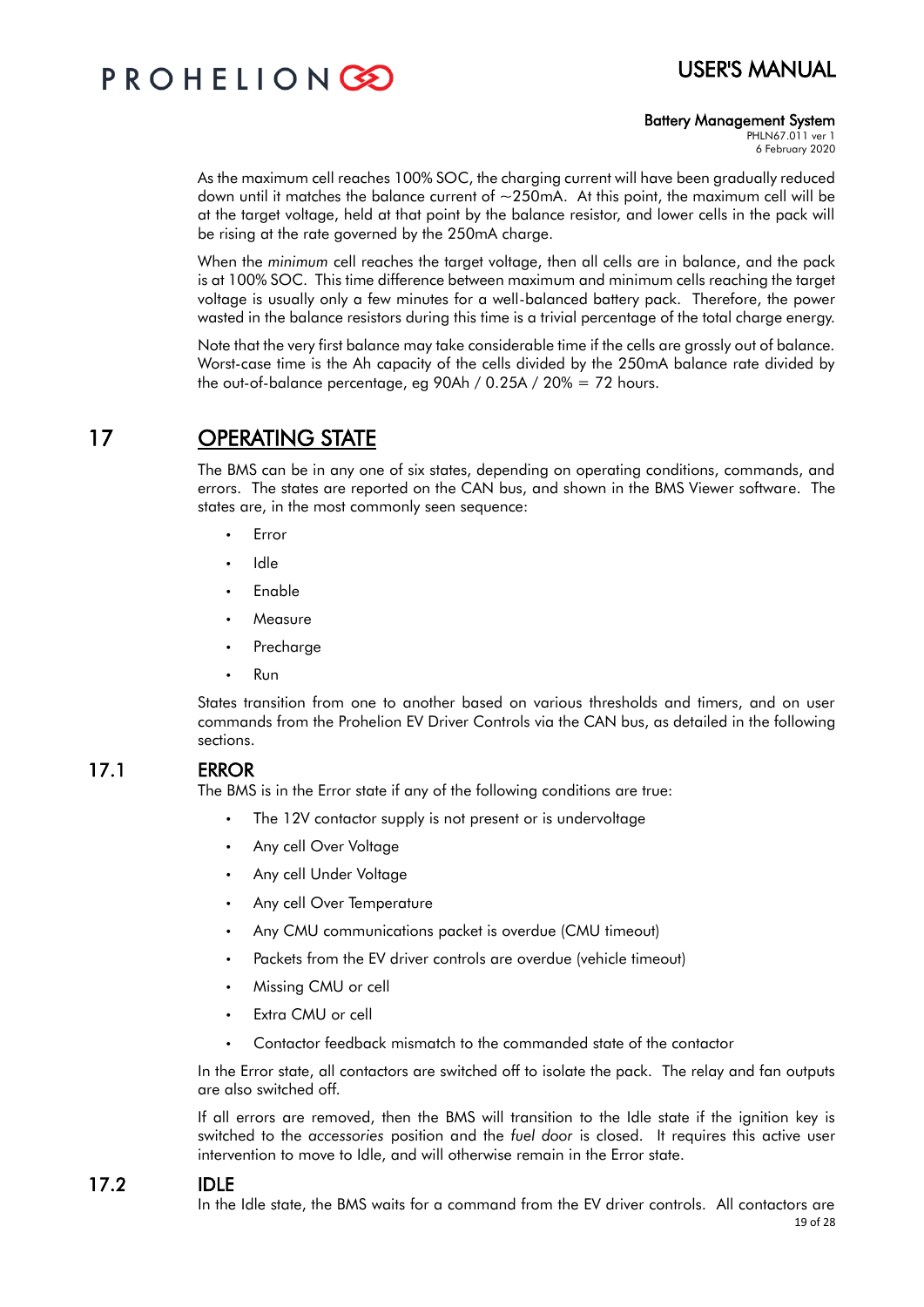As the maximum cell reaches 100% SOC, the charging current will have been gradually reduced down until it matches the balance current of ~250mA. At this point, the maximum cell will be at the target voltage, held at that point by the balance resistor, and lower cells in the pack will be rising at the rate governed by the 250mA charge.

When the *minimum* cell reaches the target voltage, then all cells are in balance, and the pack is at 100% SOC. This time difference between maximum and minimum cells reaching the target voltage is usually only a few minutes for a well-balanced battery pack. Therefore, the power wasted in the balance resistors during this time is a trivial percentage of the total charge energy.

Note that the very first balance may take considerable time if the cells are grossly out of balance. Worst-case time is the Ah capacity of the cells divided by the 250mA balance rate divided by the out-of-balance percentage, eg 90Ah / 0.25A / 20% = 72 hours.

# 17 OPERATING STATE

The BMS can be in any one of six states, depending on operating conditions, commands, and errors. The states are reported on the CAN bus, and shown in the BMS Viewer software. The states are, in the most commonly seen sequence:

- Error
- Idle
- Enable
- Measure
- Precharge
- Run

States transition from one to another based on various thresholds and timers, and on user commands from the Prohelion EV Driver Controls via the CAN bus, as detailed in the following sections.

## 17.1 ERROR

The BMS is in the Error state if any of the following conditions are true:

- The 12V contactor supply is not present or is undervoltage
- Any cell Over Voltage
- Any cell Under Voltage
- Any cell Over Temperature
- Any CMU communications packet is overdue (CMU timeout)
- Packets from the EV driver controls are overdue (vehicle timeout)
- Missing CMU or cell
- Extra CMU or cell
- Contactor feedback mismatch to the commanded state of the contactor

In the Error state, all contactors are switched off to isolate the pack. The relay and fan outputs are also switched off.

If all errors are removed, then the BMS will transition to the Idle state if the ignition key is switched to the *accessories* position and the *fuel door* is closed. It requires this active user intervention to move to Idle, and will otherwise remain in the Error state.

## 17.2 IDLE

In the Idle state, the BMS waits for a command from the EV driver controls. All contactors are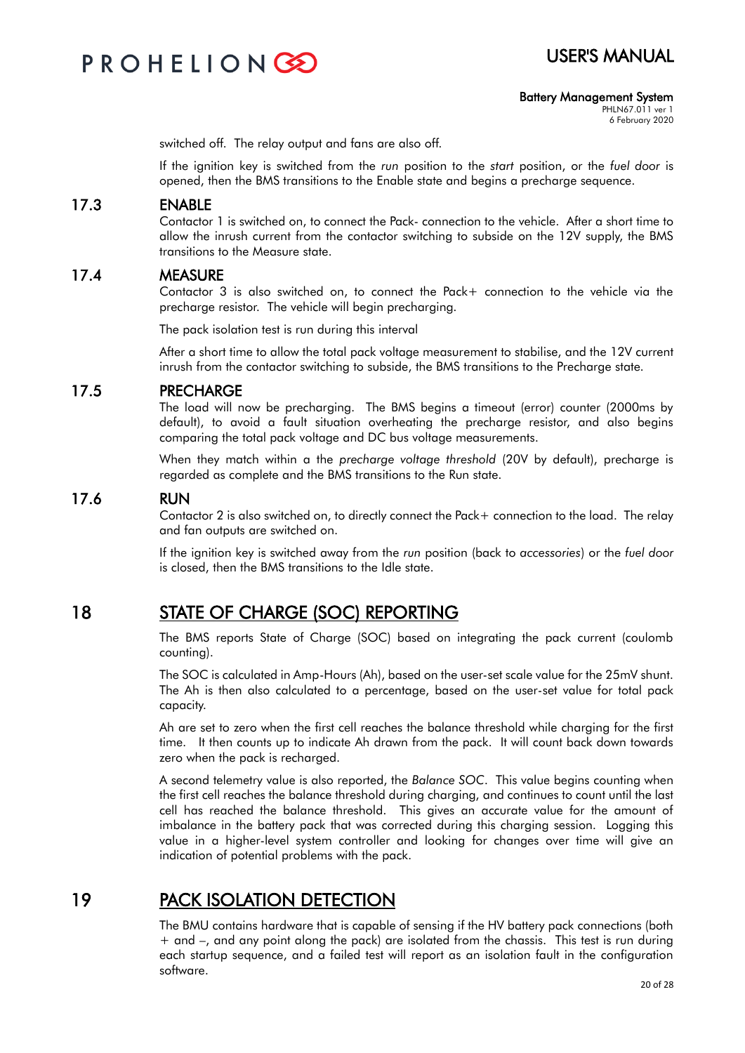switched off. The relay output and fans are also off.

If the ignition key is switched from the *run* position to the *start* position, or the *fuel door* is opened, then the BMS transitions to the Enable state and begins a precharge sequence.

### 17.3 ENABLE

Contactor 1 is switched on, to connect the Pack- connection to the vehicle. After a short time to allow the inrush current from the contactor switching to subside on the 12V supply, the BMS transitions to the Measure state.

### 17.4 MEASURE

Contactor 3 is also switched on, to connect the Pack+ connection to the vehicle via the precharge resistor. The vehicle will begin precharging.

The pack isolation test is run during this interval

After a short time to allow the total pack voltage measurement to stabilise, and the 12V current inrush from the contactor switching to subside, the BMS transitions to the Precharge state.

### 17.5 PRECHARGE

The load will now be precharging. The BMS begins a timeout (error) counter (2000ms by default), to avoid a fault situation overheating the precharge resistor, and also begins comparing the total pack voltage and DC bus voltage measurements.

When they match within a the *precharge voltage threshold* (20V by default), precharge is regarded as complete and the BMS transitions to the Run state.

### 17.6 RUN

Contactor 2 is also switched on, to directly connect the Pack+ connection to the load. The relay and fan outputs are switched on.

If the ignition key is switched away from the *run* position (back to *accessories*) or the *fuel door* is closed, then the BMS transitions to the Idle state.

## 18 STATE OF CHARGE (SOC) REPORTING

The BMS reports State of Charge (SOC) based on integrating the pack current (coulomb counting).

The SOC is calculated in Amp-Hours (Ah), based on the user-set scale value for the 25mV shunt. The Ah is then also calculated to a percentage, based on the user-set value for total pack capacity.

Ah are set to zero when the first cell reaches the balance threshold while charging for the first time. It then counts up to indicate Ah drawn from the pack. It will count back down towards zero when the pack is recharged.

A second telemetry value is also reported, the *Balance SOC*. This value begins counting when the first cell reaches the balance threshold during charging, and continues to count until the last cell has reached the balance threshold. This gives an accurate value for the amount of imbalance in the battery pack that was corrected during this charging session. Logging this value in a higher-level system controller and looking for changes over time will give an indication of potential problems with the pack.

## 19 PACK ISOLATION DETECTION

The BMU contains hardware that is capable of sensing if the HV battery pack connections (both + and –, and any point along the pack) are isolated from the chassis. This test is run during each startup sequence, and a failed test will report as an isolation fault in the configuration software.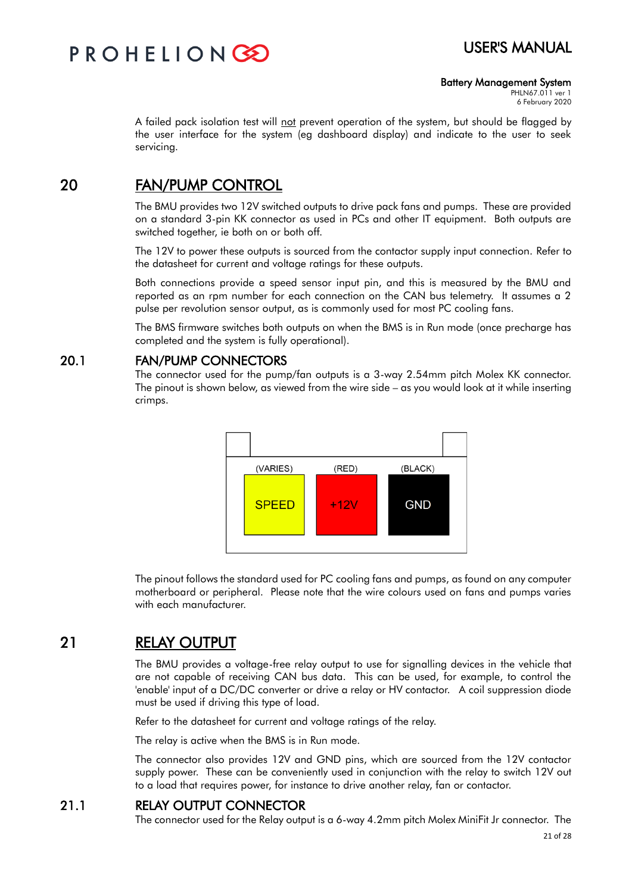A failed pack isolation test will not prevent operation of the system, but should be flagged by the user interface for the system (eg dashboard display) and indicate to the user to seek servicing.

# 20 FAN/PUMP CONTROL

The BMU provides two 12V switched outputs to drive pack fans and pumps. These are provided on a standard 3-pin KK connector as used in PCs and other IT equipment. Both outputs are switched together, ie both on or both off.

The 12V to power these outputs is sourced from the contactor supply input connection. Refer to the datasheet for current and voltage ratings for these outputs.

Both connections provide a speed sensor input pin, and this is measured by the BMU and reported as an rpm number for each connection on the CAN bus telemetry. It assumes a 2 pulse per revolution sensor output, as is commonly used for most PC cooling fans.

The BMS firmware switches both outputs on when the BMS is in Run mode (once precharge has completed and the system is fully operational).

## 20.1 FAN/PUMP CONNECTORS

The connector used for the pump/fan outputs is a 3-way 2.54mm pitch Molex KK connector. The pinout is shown below, as viewed from the wire side – as you would look at it while inserting crimps.

| (VARIES) | (RED) | (BLACK) |
| --- | --- | --- |
| SPEED | +12V | GND |

The pinout follows the standard used for PC cooling fans and pumps, as found on any computer motherboard or peripheral. Please note that the wire colours used on fans and pumps varies with each manufacturer.

# 21 RELAY OUTPUT

The BMU provides a voltage-free relay output to use for signalling devices in the vehicle that are not capable of receiving CAN bus data. This can be used, for example, to control the 'enable' input of a DC/DC converter or drive a relay or HV contactor. A coil suppression diode must be used if driving this type of load.

Refer to the datasheet for current and voltage ratings of the relay.

The relay is active when the BMS is in Run mode.

The connector also provides 12V and GND pins, which are sourced from the 12V contactor supply power. These can be conveniently used in conjunction with the relay to switch 12V out to a load that requires power, for instance to drive another relay, fan or contactor.

## 21.1 RELAY OUTPUT CONNECTOR

The connector used for the Relay output is a 6-way 4.2mm pitch Molex MiniFit Jr connector. The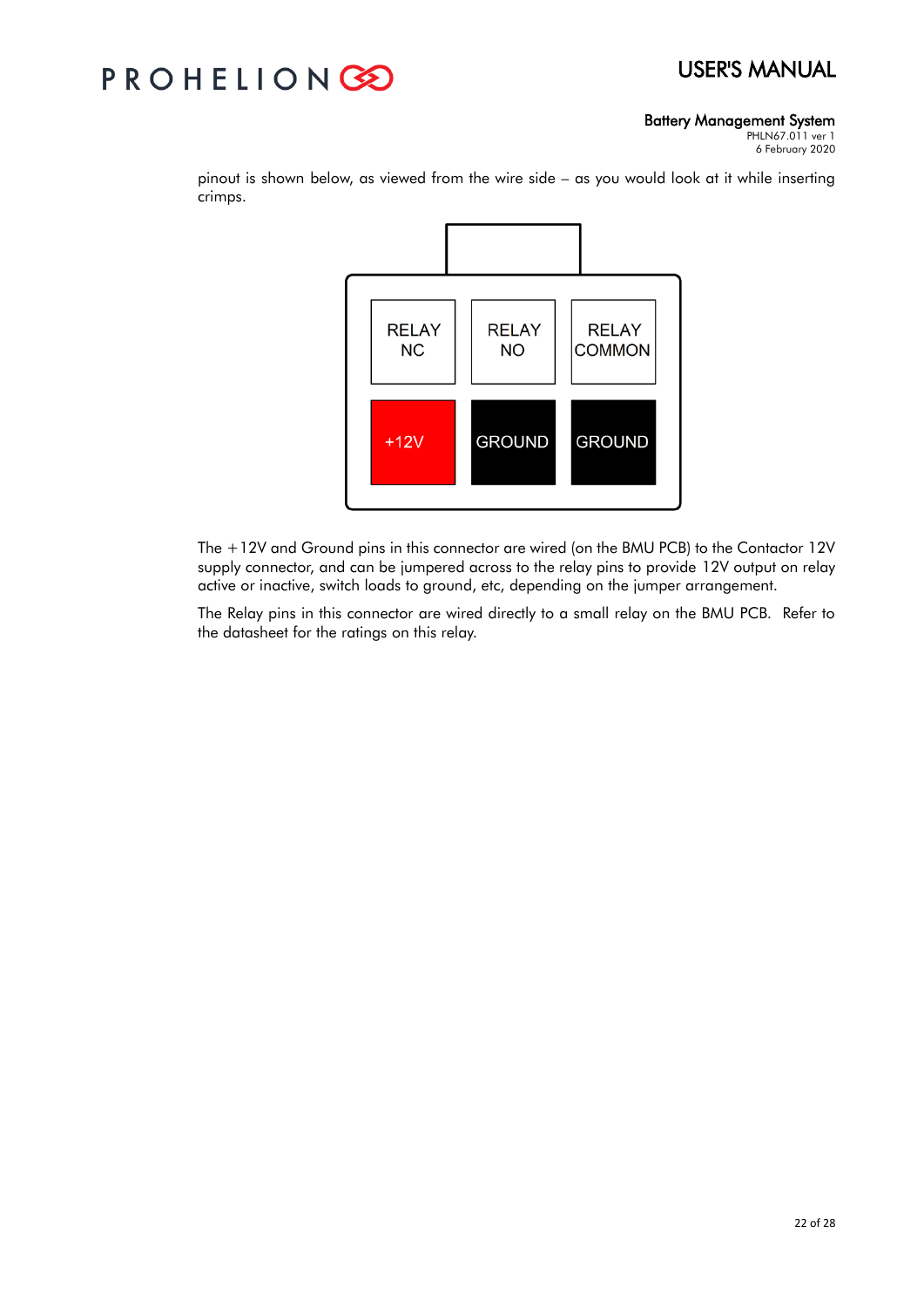pinout is shown below, as viewed from the wire side – as you would look at it while inserting crimps.

| RELAY NC | RELAY NO | RELAY COMMON |
|---|---|---|
| +12V | GROUND | GROUND |

The +12V and Ground pins in this connector are wired (on the BMU PCB) to the Contactor 12V supply connector, and can be jumpered across to the relay pins to provide 12V output on relay active or inactive, switch loads to ground, etc, depending on the jumper arrangement.

The Relay pins in this connector are wired directly to a small relay on the BMU PCB. Refer to the datasheet for the ratings on this relay.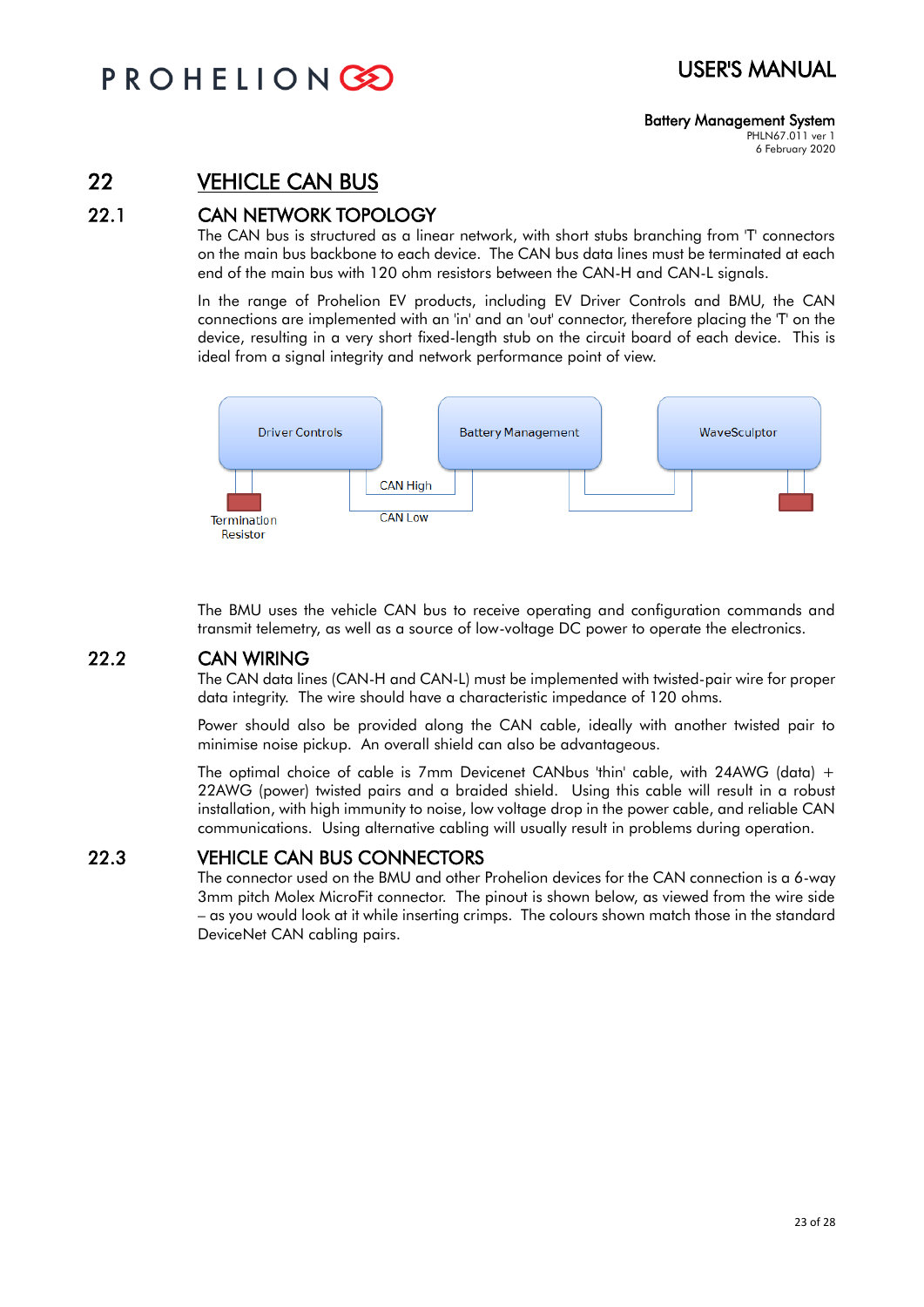# 22 VEHICLE CAN BUS

## 22.1 CAN NETWORK TOPOLOGY

The CAN bus is structured as a linear network, with short stubs branching from 'T' connectors on the main bus backbone to each device. The CAN bus data lines must be terminated at each end of the main bus with 120 ohm resistors between the CAN-H and CAN-L signals.

In the range of Prohelion EV products, including EV Driver Controls and BMU, the CAN connections are implemented with an 'in' and an 'out' connector, therefore placing the 'T' on the device, resulting in a very short fixed-length stub on the circuit board of each device. This is ideal from a signal integrity and network performance point of view.

Driver Controls | Battery Management | WaveSculptor

CAN High

CAN Low

Termination Resistor

The BMU uses the vehicle CAN bus to receive operating and configuration commands and transmit telemetry, as well as a source of low-voltage DC power to operate the electronics.

## 22.2 CAN WIRING

The CAN data lines (CAN-H and CAN-L) must be implemented with twisted-pair wire for proper data integrity. The wire should have a characteristic impedance of 120 ohms.

Power should also be provided along the CAN cable, ideally with another twisted pair to minimise noise pickup. An overall shield can also be advantageous.

The optimal choice of cable is 7mm Devicenet CANbus 'thin' cable, with 24AWG (data) + 22AWG (power) twisted pairs and a braided shield. Using this cable will result in a robust installation, with high immunity to noise, low voltage drop in the power cable, and reliable CAN communications. Using alternative cabling will usually result in problems during operation.

## 22.3 VEHICLE CAN BUS CONNECTORS

The connector used on the BMU and other Prohelion devices for the CAN connection is a 6-way 3mm pitch Molex MicroFit connector. The pinout is shown below, as viewed from the wire side – as you would look at it while inserting crimps. The colours shown match those in the standard DeviceNet CAN cabling pairs.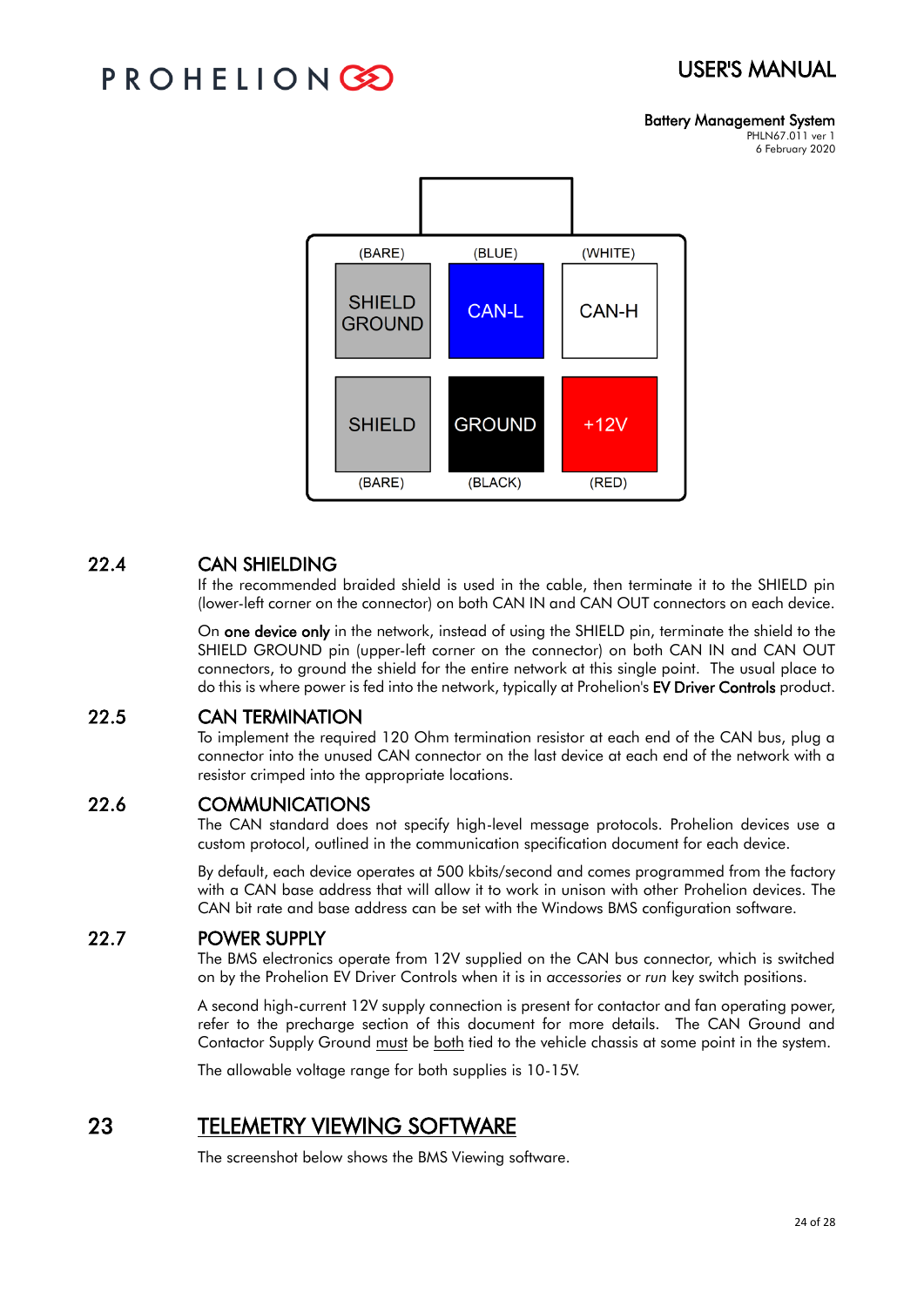| (BARE) | (BLUE) | (WHITE) |
|---|---|---|
| SHIELD GROUND | CAN-L | CAN-H |
| SHIELD | GROUND | +12V |
| (BARE) | (BLACK) | (RED) |

## 22.4 CAN SHIELDING

If the recommended braided shield is used in the cable, then terminate it to the SHIELD pin (lower-left corner on the connector) on both CAN IN and CAN OUT connectors on each device.

On **one device only** in the network, instead of using the SHIELD pin, terminate the shield to the SHIELD GROUND pin (upper-left corner on the connector) on both CAN IN and CAN OUT connectors, to ground the shield for the entire network at this single point. The usual place to do this is where power is fed into the network, typically at Prohelion's **EV Driver Controls** product.

## 22.5 CAN TERMINATION

To implement the required 120 Ohm termination resistor at each end of the CAN bus, plug a connector into the unused CAN connector on the last device at each end of the network with a resistor crimped into the appropriate locations.

## 22.6 COMMUNICATIONS

The CAN standard does not specify high-level message protocols. Prohelion devices use a custom protocol, outlined in the communication specification document for each device.

By default, each device operates at 500 kbits/second and comes programmed from the factory with a CAN base address that will allow it to work in unison with other Prohelion devices. The CAN bit rate and base address can be set with the Windows BMS configuration software.

## 22.7 POWER SUPPLY

The BMS electronics operate from 12V supplied on the CAN bus connector, which is switched on by the Prohelion EV Driver Controls when it is in *accessories* or *run* key switch positions.

A second high-current 12V supply connection is present for contactor and fan operating power, refer to the precharge section of this document for more details. The CAN Ground and Contactor Supply Ground <u>must</u> be <u>both</u> tied to the vehicle chassis at some point in the system.

The allowable voltage range for both supplies is 10-15V.

# 23 TELEMETRY VIEWING SOFTWARE

The screenshot below shows the BMS Viewing software.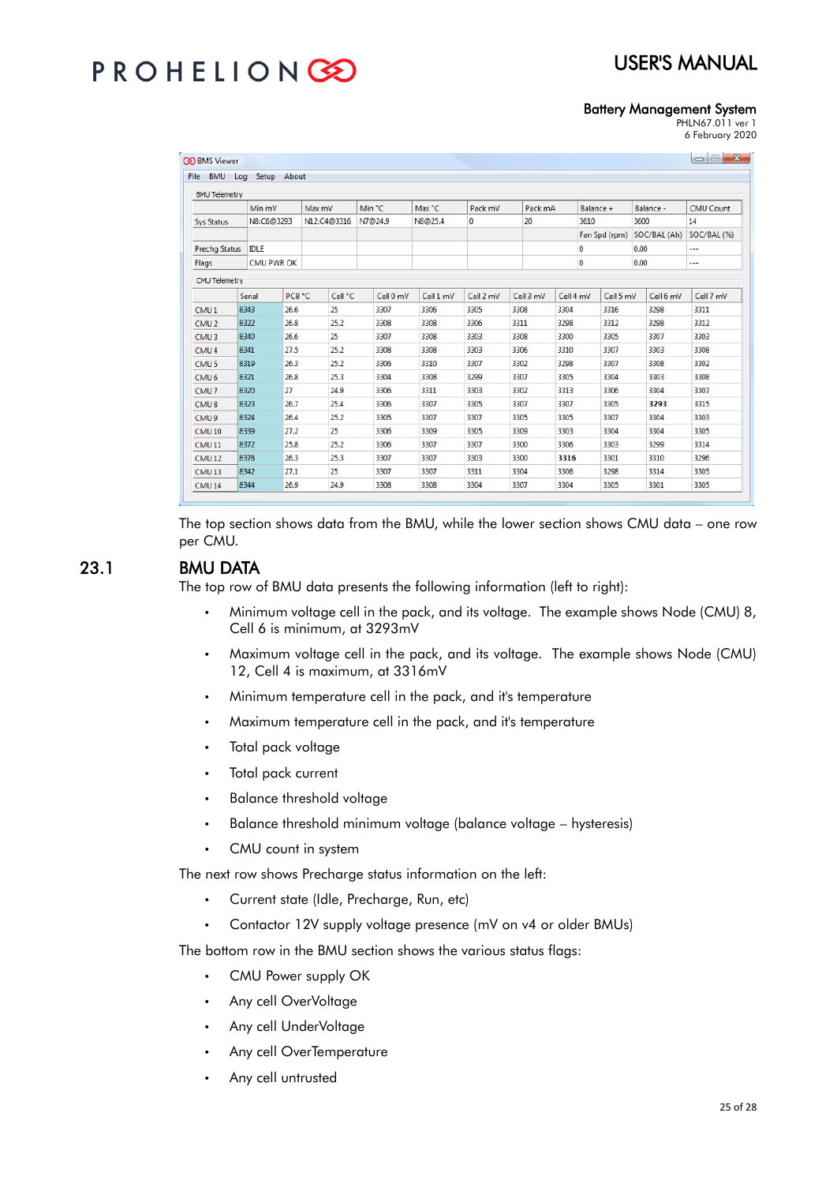BMS Viewer

File BMU Log Setup About

BMU Telemetry

| | Min mV | Max mV | Min °C | Max °C | Pack mV | Pack mA | Balance + | Balance - | CMU Count |
|---|---|---|---|---|---|---|---|---|---|
| Sys Status | N8:C6@3293 | N12:C4@3316 | N7@24.9 | N8@25.4 | 0 | 20 | 3610 | 3600 | 14 |
| | | | | | | | Fan Spd (rpm) | SOC/BAL (Ah) | SOC/BAL (%) |
| Prechg Status | IDLE | | | | | | 0 | 0.00 | --- |
| Flags | CMU PWR OK | | | | | | 0 | 0.00 | --- |

CMU Telemetry

| | Serial | PCB °C | Cell °C | Cell 0 mV | Cell 1 mV | Cell 2 mV | Cell 3 mV | Cell 4 mV | Cell 5 mV | Cell 6 mV | Cell 7 mV |
|---|---|---|---|---|---|---|---|---|---|---|---|
| CMU 1 | 8343 | 26.6 | 25 | 3307 | 3306 | 3305 | 3308 | 3304 | 3316 | 3298 | 3311 |
| CMU 2 | 8322 | 26.8 | 25.2 | 3308 | 3308 | 3306 | 3311 | 3298 | 3312 | 3298 | 3312 |
| CMU 3 | 8340 | 26.6 | 25 | 3307 | 3307 | 3303 | 3308 | 3300 | 3305 | 3307 | 3303 |
| CMU 4 | 8341 | 27.5 | 25.2 | 3308 | 3308 | 3303 | 3306 | 3310 | 3307 | 3303 | 3308 |
| CMU 5 | 8319 | 26.3 | 25.2 | 3306 | 3310 | 3307 | 3302 | 3298 | 3307 | 3308 | 3302 |
| CMU 6 | 8321 | 26.8 | 25.3 | 3304 | 3308 | 3299 | 3307 | 3305 | 3304 | 3303 | 3308 |
| CMU 7 | 8320 | 27 | 24.9 | 3306 | 3311 | 3303 | 3302 | 3313 | 3306 | 3304 | 3307 |
| CMU 8 | 8323 | 26.7 | 25.4 | 3306 | 3307 | 3305 | 3307 | 3307 | 3305 | **3293** | 3315 |
| CMU 9 | 8324 | 26.4 | 25.2 | 3305 | 3307 | 3307 | 3305 | 3305 | 3307 | 3304 | 3303 |
| CMU 10 | 8339 | 27.2 | 25 | 3306 | 3309 | 3305 | 3309 | 3303 | 3304 | 3304 | 3305 |
| CMU 11 | 8372 | 25.8 | 25.2 | 3306 | 3307 | 3307 | 3300 | 3306 | 3303 | 3299 | 3314 |
| CMU 12 | 8378 | 26.3 | 25.3 | 3307 | 3307 | 3303 | 3300 | **3316** | 3301 | 3310 | 3296 |
| CMU 13 | 8342 | 27.1 | 25 | 3307 | 3307 | 3311 | 3304 | 3306 | 3298 | 3314 | 3305 |
| CMU 14 | 8344 | 26.9 | 24.9 | 3308 | 3308 | 3304 | 3307 | 3304 | 3305 | 3301 | 3305 |

The top section shows data from the BMU, while the lower section shows CMU data – one row per CMU.

## 23.1 BMU DATA

The top row of BMU data presents the following information (left to right):

- Minimum voltage cell in the pack, and its voltage. The example shows Node (CMU) 8, Cell 6 is minimum, at 3293mV
- Maximum voltage cell in the pack, and its voltage. The example shows Node (CMU) 12, Cell 4 is maximum, at 3316mV
- Minimum temperature cell in the pack, and it's temperature
- Maximum temperature cell in the pack, and it's temperature
- Total pack voltage
- Total pack current
- Balance threshold voltage
- Balance threshold minimum voltage (balance voltage – hysteresis)
- CMU count in system

The next row shows Precharge status information on the left:

- Current state (Idle, Precharge, Run, etc)
- Contactor 12V supply voltage presence (mV on v4 or older BMUs)

The bottom row in the BMU section shows the various status flags:

- CMU Power supply OK
- Any cell OverVoltage
- Any cell UnderVoltage
- Any cell OverTemperature
- Any cell untrusted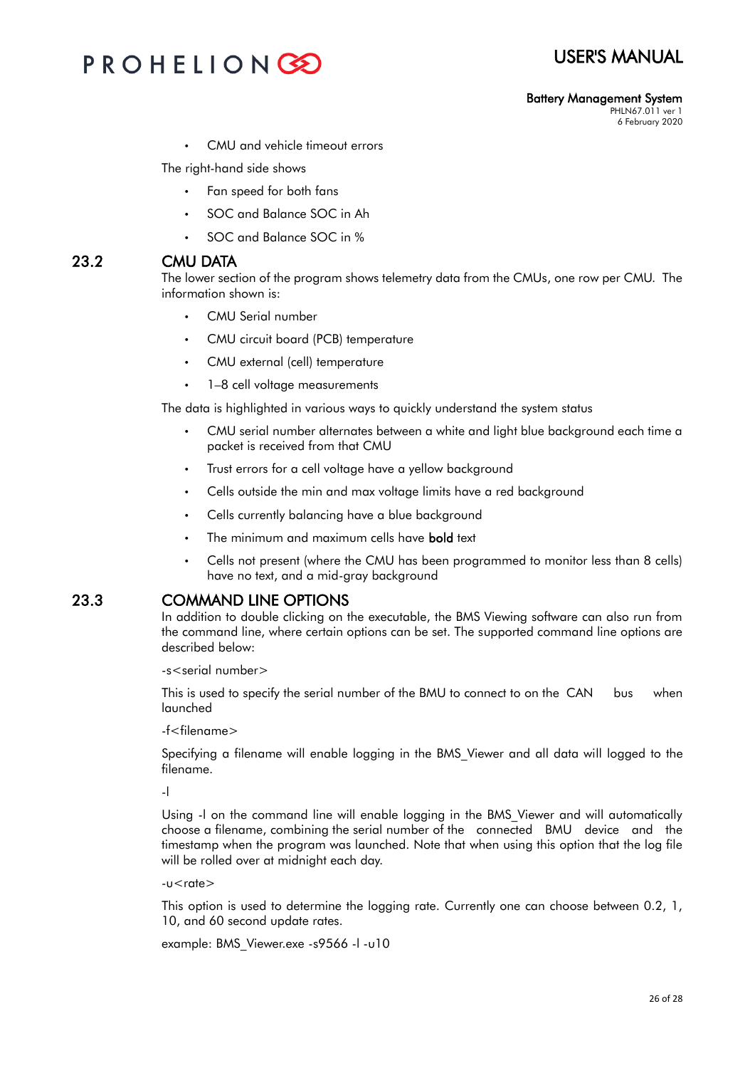- CMU and vehicle timeout errors

The right-hand side shows

- Fan speed for both fans
- SOC and Balance SOC in Ah
- SOC and Balance SOC in %

## 23.2 CMU DATA

The lower section of the program shows telemetry data from the CMUs, one row per CMU. The information shown is:

- CMU Serial number
- CMU circuit board (PCB) temperature
- CMU external (cell) temperature
- 1–8 cell voltage measurements

The data is highlighted in various ways to quickly understand the system status

- CMU serial number alternates between a white and light blue background each time a packet is received from that CMU
- Trust errors for a cell voltage have a yellow background
- Cells outside the min and max voltage limits have a red background
- Cells currently balancing have a blue background
- The minimum and maximum cells have **bold** text
- Cells not present (where the CMU has been programmed to monitor less than 8 cells) have no text, and a mid-gray background

## 23.3 COMMAND LINE OPTIONS

In addition to double clicking on the executable, the BMS Viewing software can also run from the command line, where certain options can be set. The supported command line options are described below:

-s<serial number>

This is used to specify the serial number of the BMU to connect to on the CAN bus when launched

-f<filename>

Specifying a filename will enable logging in the BMS_Viewer and all data will logged to the filename.

-l

Using -l on the command line will enable logging in the BMS_Viewer and will automatically choose a filename, combining the serial number of the connected BMU device and the timestamp when the program was launched. Note that when using this option that the log file will be rolled over at midnight each day.

-u<rate>

This option is used to determine the logging rate. Currently one can choose between 0.2, 1, 10, and 60 second update rates.

example: BMS_Viewer.exe -s9566 -l -u10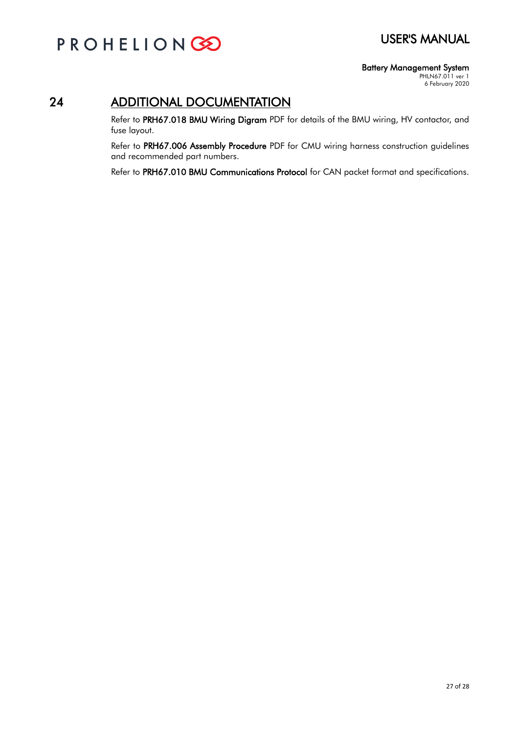# 24 ADDITIONAL DOCUMENTATION

Refer to **PRH67.018 BMU Wiring Digram** PDF for details of the BMU wiring, HV contactor, and fuse layout.

Refer to **PRH67.006 Assembly Procedure** PDF for CMU wiring harness construction guidelines and recommended part numbers.

Refer to **PRH67.010 BMU Communications Protocol** for CAN packet format and specifications.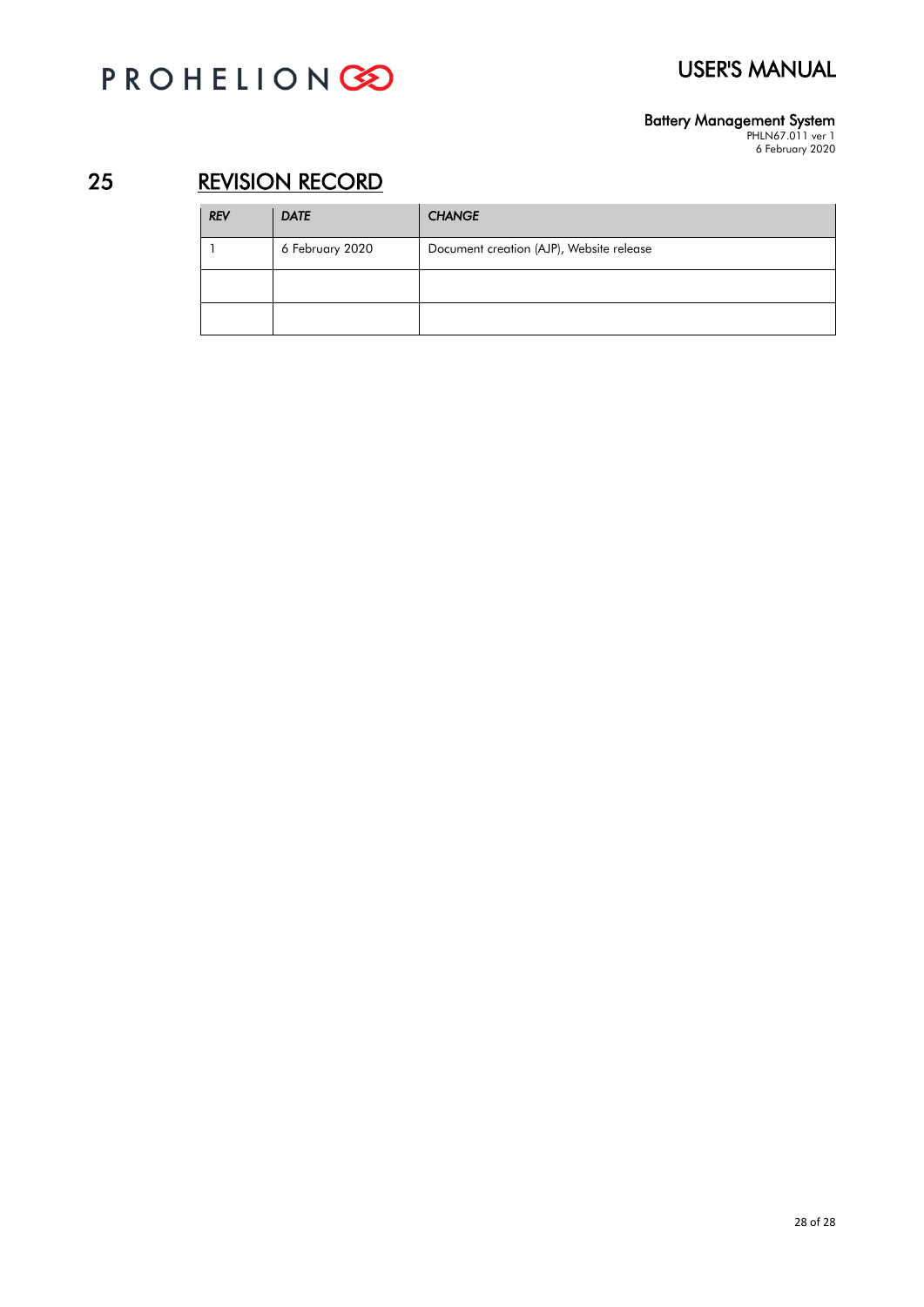# 25 REVISION RECORD

| *REV* | *DATE* | *CHANGE* |
|---|---|---|
| 1 | 6 February 2020 | Document creation (AJP), Website release |
| | | |
| | | |